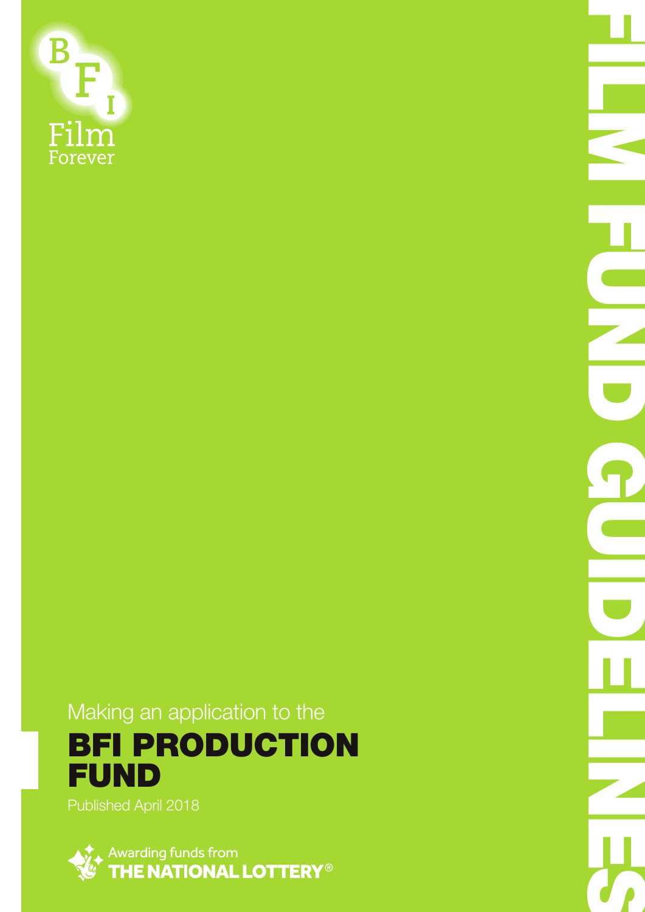BFI Film Forever

# FILM FUND GUIDELINES

Making an application to the

# BFI PRODUCTION FUND

Published April 2018

Awarding funds from THE NATIONAL LOTTERY®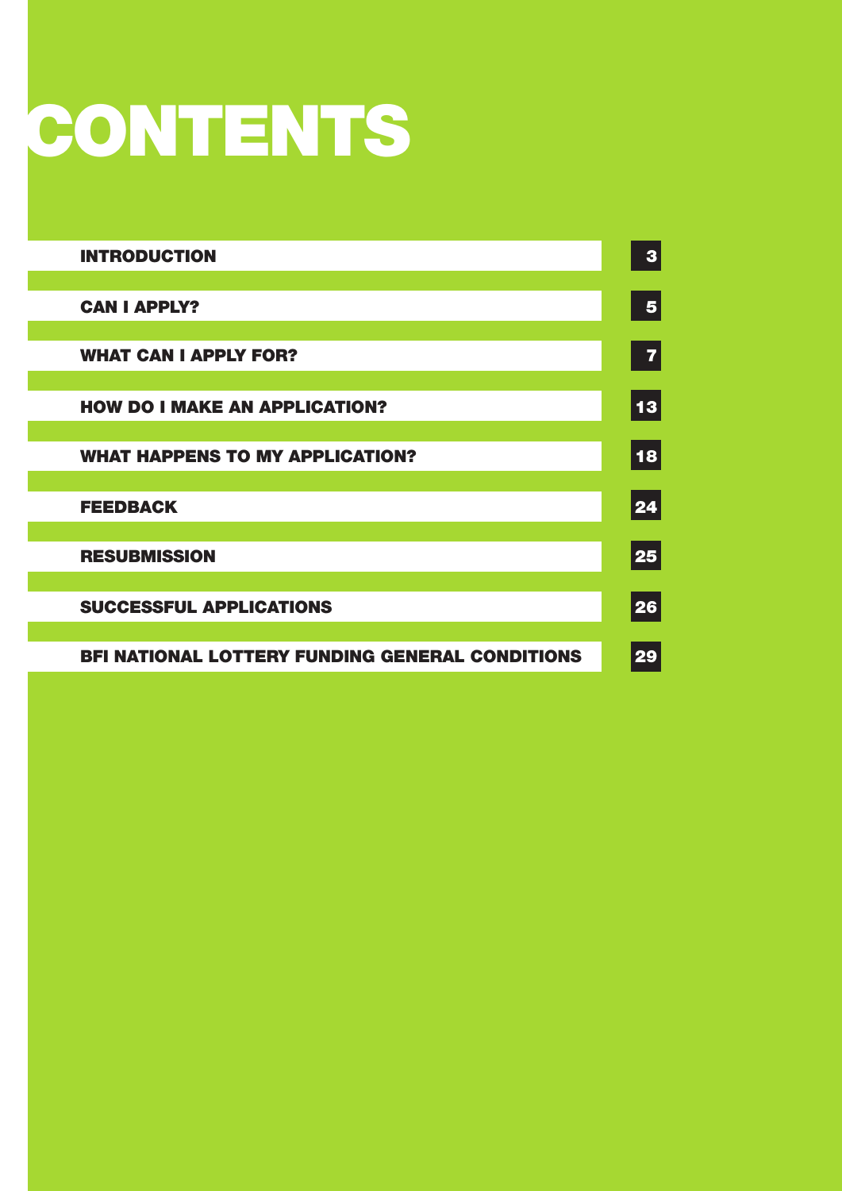# CONTENTS

| | |
|---|---|
| **INTRODUCTION** | 3 |
| **CAN I APPLY?** | 5 |
| **WHAT CAN I APPLY FOR?** | 7 |
| **HOW DO I MAKE AN APPLICATION?** | 13 |
| **WHAT HAPPENS TO MY APPLICATION?** | 18 |
| **FEEDBACK** | 24 |
| **RESUBMISSION** | 25 |
| **SUCCESSFUL APPLICATIONS** | 26 |
| **BFI NATIONAL LOTTERY FUNDING GENERAL CONDITIONS** | 29 |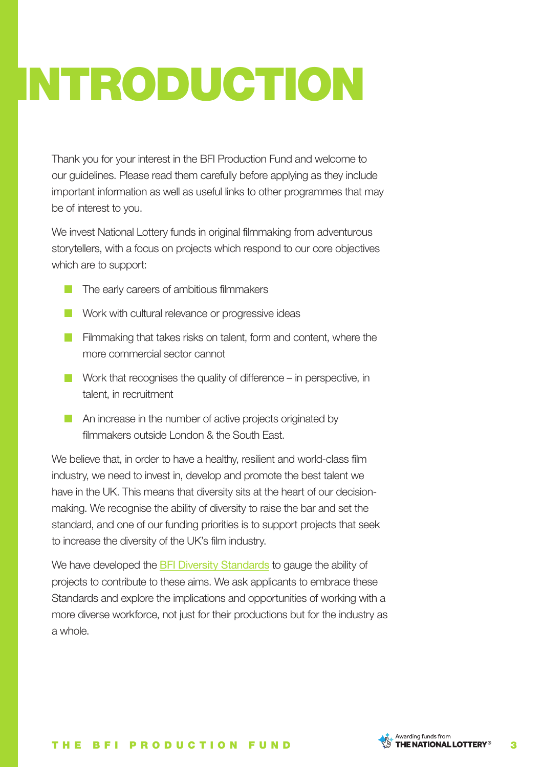# INTRODUCTION

Thank you for your interest in the BFI Production Fund and welcome to our guidelines. Please read them carefully before applying as they include important information as well as useful links to other programmes that may be of interest to you.

We invest National Lottery funds in original filmmaking from adventurous storytellers, with a focus on projects which respond to our core objectives which are to support:

- The early careers of ambitious filmmakers
- Work with cultural relevance or progressive ideas
- Filmmaking that takes risks on talent, form and content, where the more commercial sector cannot
- Work that recognises the quality of difference – in perspective, in talent, in recruitment
- An increase in the number of active projects originated by filmmakers outside London & the South East.

We believe that, in order to have a healthy, resilient and world-class film industry, we need to invest in, develop and promote the best talent we have in the UK. This means that diversity sits at the heart of our decision-making. We recognise the ability of diversity to raise the bar and set the standard, and one of our funding priorities is to support projects that seek to increase the diversity of the UK's film industry.

We have developed the BFI Diversity Standards to gauge the ability of projects to contribute to these aims. We ask applicants to embrace these Standards and explore the implications and opportunities of working with a more diverse workforce, not just for their productions but for the industry as a whole.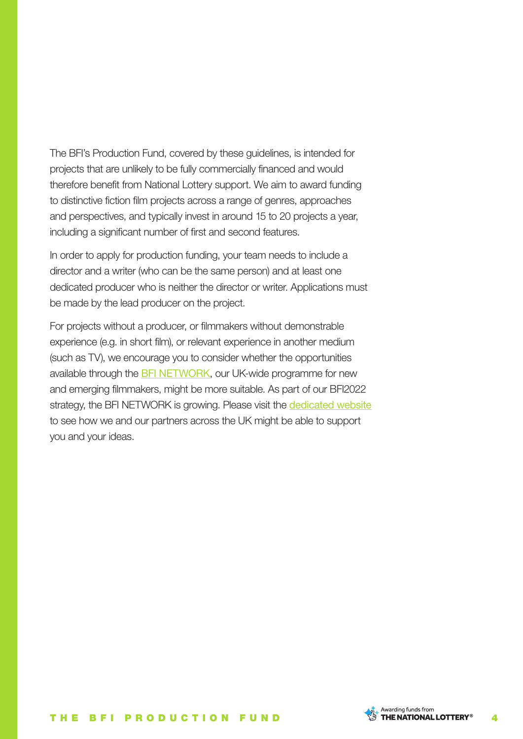The BFI's Production Fund, covered by these guidelines, is intended for projects that are unlikely to be fully commercially financed and would therefore benefit from National Lottery support. We aim to award funding to distinctive fiction film projects across a range of genres, approaches and perspectives, and typically invest in around 15 to 20 projects a year, including a significant number of first and second features.

In order to apply for production funding, your team needs to include a director and a writer (who can be the same person) and at least one dedicated producer who is neither the director or writer. Applications must be made by the lead producer on the project.

For projects without a producer, or filmmakers without demonstrable experience (e.g. in short film), or relevant experience in another medium (such as TV), we encourage you to consider whether the opportunities available through the BFI NETWORK, our UK-wide programme for new and emerging filmmakers, might be more suitable. As part of our BFI2022 strategy, the BFI NETWORK is growing. Please visit the dedicated website to see how we and our partners across the UK might be able to support you and your ideas.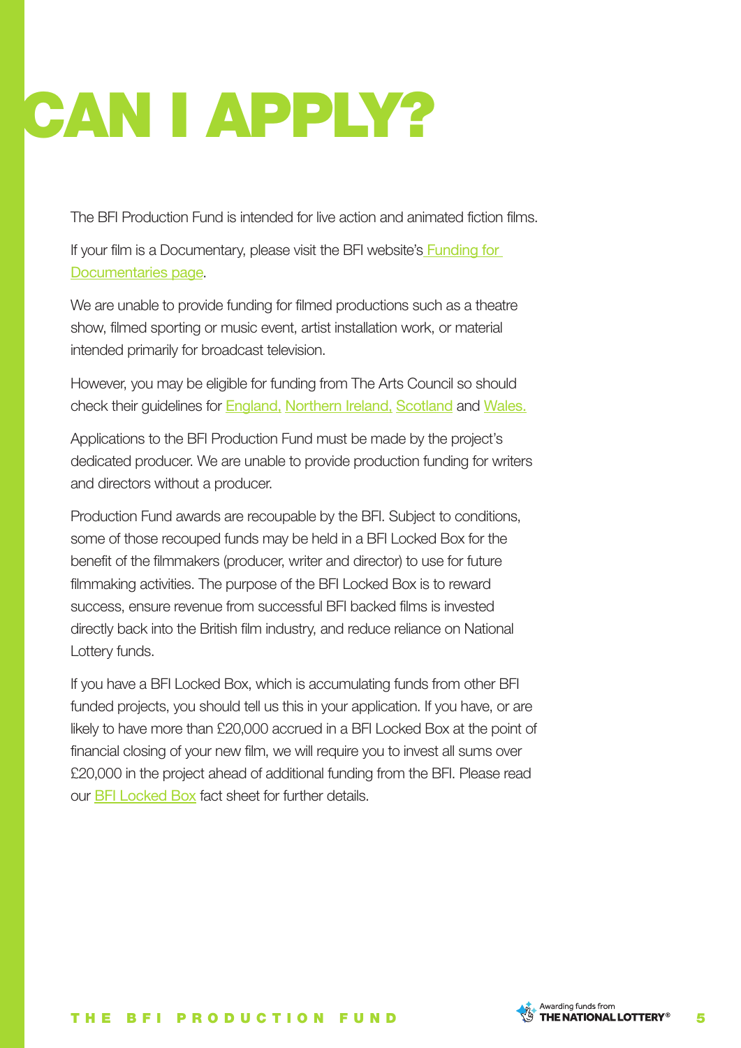# CAN I APPLY?

The BFI Production Fund is intended for live action and animated fiction films.

If your film is a Documentary, please visit the BFI website's Funding for Documentaries page.

We are unable to provide funding for filmed productions such as a theatre show, filmed sporting or music event, artist installation work, or material intended primarily for broadcast television.

However, you may be eligible for funding from The Arts Council so should check their guidelines for England, Northern Ireland, Scotland and Wales.

Applications to the BFI Production Fund must be made by the project's dedicated producer. We are unable to provide production funding for writers and directors without a producer.

Production Fund awards are recoupable by the BFI. Subject to conditions, some of those recouped funds may be held in a BFI Locked Box for the benefit of the filmmakers (producer, writer and director) to use for future filmmaking activities. The purpose of the BFI Locked Box is to reward success, ensure revenue from successful BFI backed films is invested directly back into the British film industry, and reduce reliance on National Lottery funds.

If you have a BFI Locked Box, which is accumulating funds from other BFI funded projects, you should tell us this in your application. If you have, or are likely to have more than £20,000 accrued in a BFI Locked Box at the point of financial closing of your new film, we will require you to invest all sums over £20,000 in the project ahead of additional funding from the BFI. Please read our BFI Locked Box fact sheet for further details.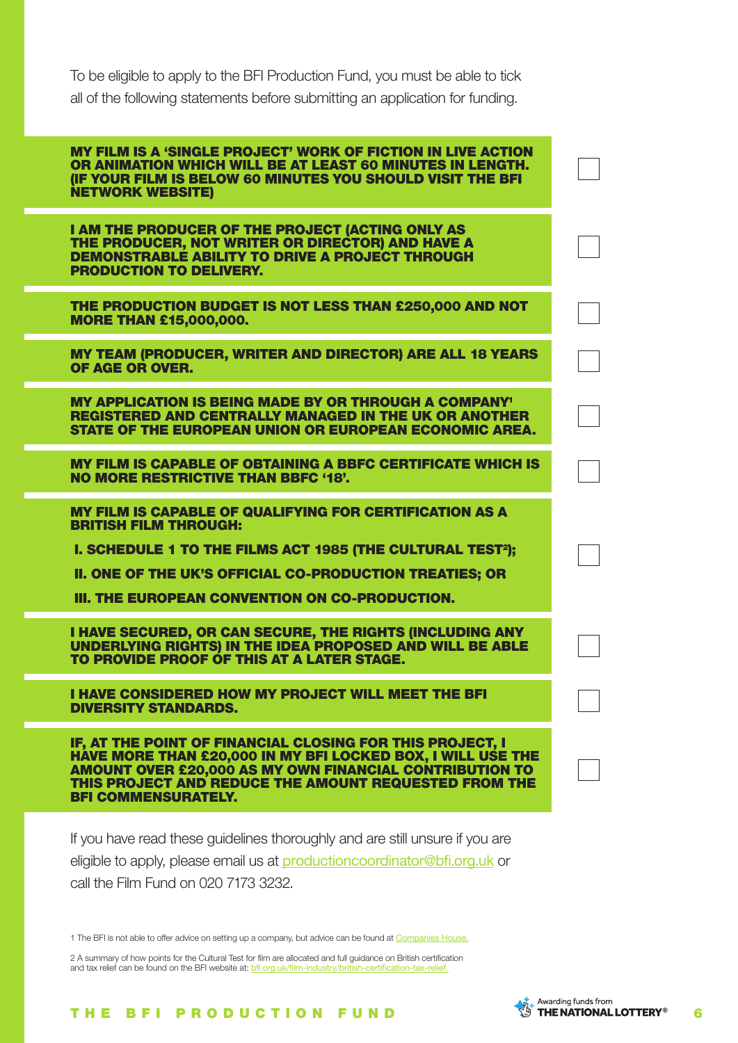To be eligible to apply to the BFI Production Fund, you must be able to tick all of the following statements before submitting an application for funding.

| Statement | |
|---|---|
| **MY FILM IS A 'SINGLE PROJECT' WORK OF FICTION IN LIVE ACTION OR ANIMATION WHICH WILL BE AT LEAST 60 MINUTES IN LENGTH. (IF YOUR FILM IS BELOW 60 MINUTES YOU SHOULD VISIT THE BFI NETWORK WEBSITE)** | ☐ |
| **I AM THE PRODUCER OF THE PROJECT (ACTING ONLY AS THE PRODUCER, NOT WRITER OR DIRECTOR) AND HAVE A DEMONSTRABLE ABILITY TO DRIVE A PROJECT THROUGH PRODUCTION TO DELIVERY.** | ☐ |
| **THE PRODUCTION BUDGET IS NOT LESS THAN £250,000 AND NOT MORE THAN £15,000,000.** | ☐ |
| **MY TEAM (PRODUCER, WRITER AND DIRECTOR) ARE ALL 18 YEARS OF AGE OR OVER.** | ☐ |
| **MY APPLICATION IS BEING MADE BY OR THROUGH A COMPANY[1] REGISTERED AND CENTRALLY MANAGED IN THE UK OR ANOTHER STATE OF THE EUROPEAN UNION OR EUROPEAN ECONOMIC AREA.** | ☐ |
| **MY FILM IS CAPABLE OF OBTAINING A BBFC CERTIFICATE WHICH IS NO MORE RESTRICTIVE THAN BBFC '18'.** | ☐ |
| **MY FILM IS CAPABLE OF QUALIFYING FOR CERTIFICATION AS A BRITISH FILM THROUGH:** <br> **I. SCHEDULE 1 TO THE FILMS ACT 1985 (THE CULTURAL TEST[2]);** <br> **II. ONE OF THE UK'S OFFICIAL CO-PRODUCTION TREATIES; OR** <br> **III. THE EUROPEAN CONVENTION ON CO-PRODUCTION.** | ☐ |
| **I HAVE SECURED, OR CAN SECURE, THE RIGHTS (INCLUDING ANY UNDERLYING RIGHTS) IN THE IDEA PROPOSED AND WILL BE ABLE TO PROVIDE PROOF OF THIS AT A LATER STAGE.** | ☐ |
| **I HAVE CONSIDERED HOW MY PROJECT WILL MEET THE BFI DIVERSITY STANDARDS.** | ☐ |
| **IF, AT THE POINT OF FINANCIAL CLOSING FOR THIS PROJECT, I HAVE MORE THAN £20,000 IN MY BFI LOCKED BOX, I WILL USE THE AMOUNT OVER £20,000 AS MY OWN FINANCIAL CONTRIBUTION TO THIS PROJECT AND REDUCE THE AMOUNT REQUESTED FROM THE BFI COMMENSURATELY.** | ☐ |

If you have read these guidelines thoroughly and are still unsure if you are eligible to apply, please email us at productioncoordinator@bfi.org.uk or call the Film Fund on 020 7173 3232.

1 The BFI is not able to offer advice on setting up a company, but advice can be found at Companies House.

2 A summary of how points for the Cultural Test for film are allocated and full guidance on British certification and tax relief can be found on the BFI website at: bfi.org.uk/film-industry/british-certification-tax-relief.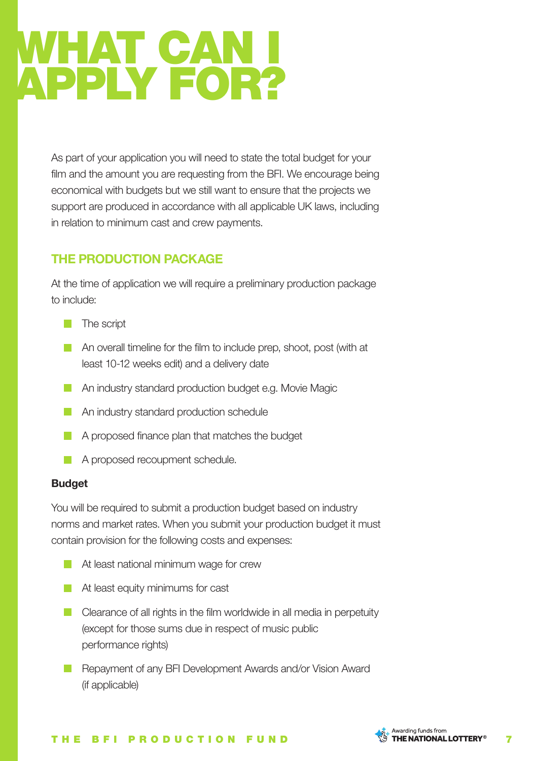# WHAT CAN I APPLY FOR?

As part of your application you will need to state the total budget for your film and the amount you are requesting from the BFI. We encourage being economical with budgets but we still want to ensure that the projects we support are produced in accordance with all applicable UK laws, including in relation to minimum cast and crew payments.

## THE PRODUCTION PACKAGE

At the time of application we will require a preliminary production package to include:

- The script
- An overall timeline for the film to include prep, shoot, post (with at least 10-12 weeks edit) and a delivery date
- An industry standard production budget e.g. Movie Magic
- An industry standard production schedule
- A proposed finance plan that matches the budget
- A proposed recoupment schedule.

**Budget**

You will be required to submit a production budget based on industry norms and market rates. When you submit your production budget it must contain provision for the following costs and expenses:

- At least national minimum wage for crew
- At least equity minimums for cast
- Clearance of all rights in the film worldwide in all media in perpetuity (except for those sums due in respect of music public performance rights)
- Repayment of any BFI Development Awards and/or Vision Award (if applicable)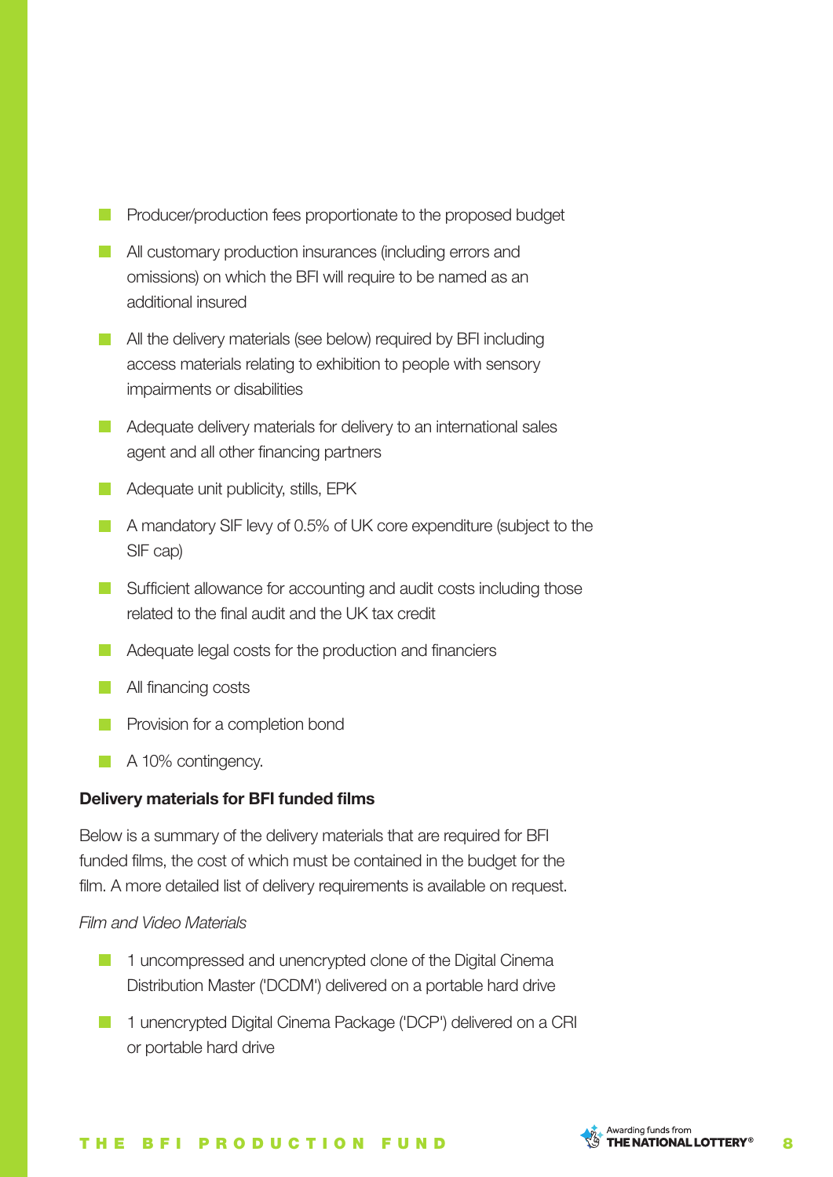- Producer/production fees proportionate to the proposed budget
- All customary production insurances (including errors and omissions) on which the BFI will require to be named as an additional insured
- All the delivery materials (see below) required by BFI including access materials relating to exhibition to people with sensory impairments or disabilities
- Adequate delivery materials for delivery to an international sales agent and all other financing partners
- Adequate unit publicity, stills, EPK
- A mandatory SIF levy of 0.5% of UK core expenditure (subject to the SIF cap)
- Sufficient allowance for accounting and audit costs including those related to the final audit and the UK tax credit
- Adequate legal costs for the production and financiers
- All financing costs
- Provision for a completion bond
- A 10% contingency.

**Delivery materials for BFI funded films**

Below is a summary of the delivery materials that are required for BFI funded films, the cost of which must be contained in the budget for the film. A more detailed list of delivery requirements is available on request.

*Film and Video Materials*

- 1 uncompressed and unencrypted clone of the Digital Cinema Distribution Master ('DCDM') delivered on a portable hard drive
- 1 unencrypted Digital Cinema Package ('DCP') delivered on a CRI or portable hard drive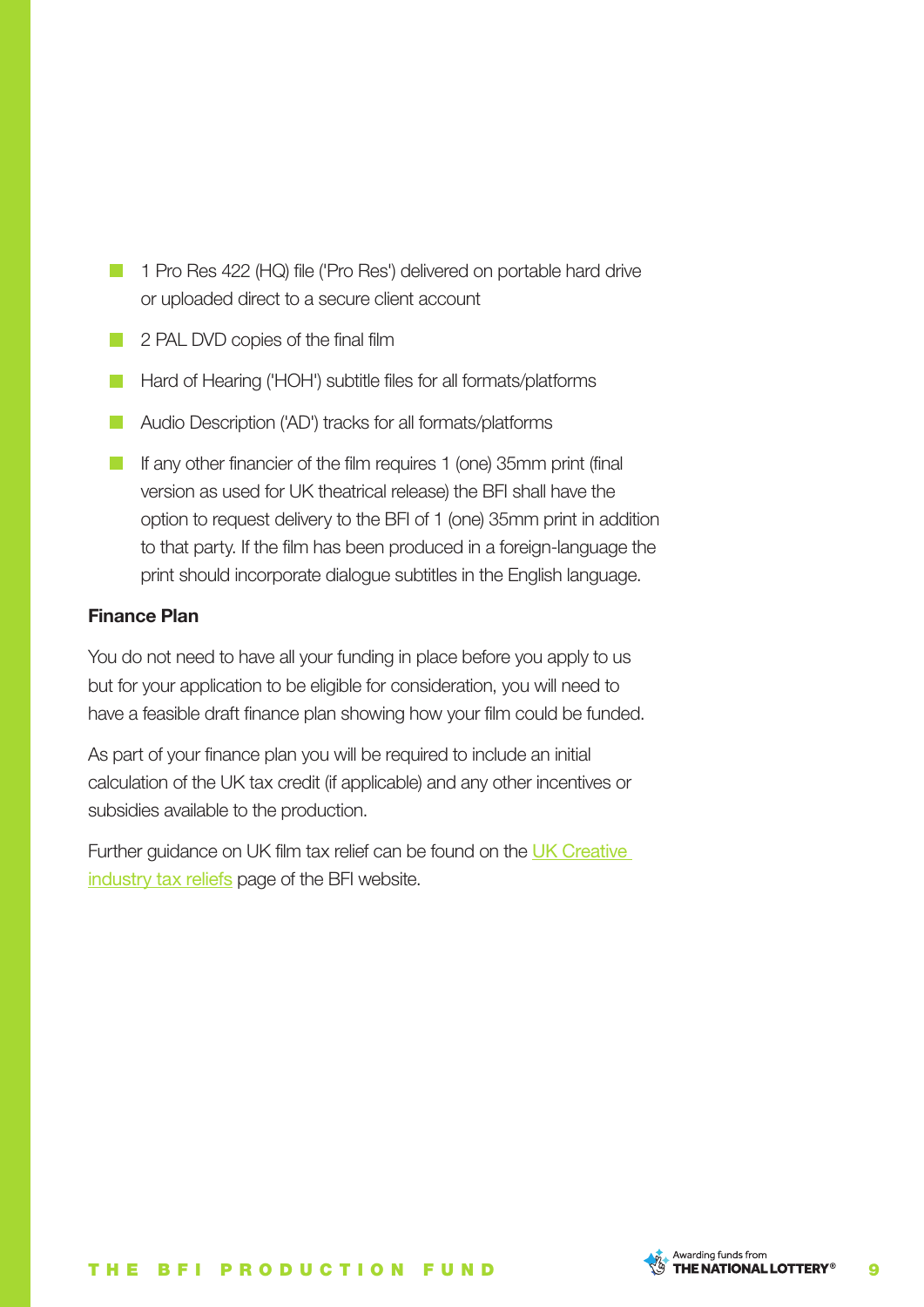- 1 Pro Res 422 (HQ) file ('Pro Res') delivered on portable hard drive or uploaded direct to a secure client account
- 2 PAL DVD copies of the final film
- Hard of Hearing ('HOH') subtitle files for all formats/platforms
- Audio Description ('AD') tracks for all formats/platforms
- If any other financier of the film requires 1 (one) 35mm print (final version as used for UK theatrical release) the BFI shall have the option to request delivery to the BFI of 1 (one) 35mm print in addition to that party. If the film has been produced in a foreign-language the print should incorporate dialogue subtitles in the English language.

**Finance Plan**

You do not need to have all your funding in place before you apply to us but for your application to be eligible for consideration, you will need to have a feasible draft finance plan showing how your film could be funded.

As part of your finance plan you will be required to include an initial calculation of the UK tax credit (if applicable) and any other incentives or subsidies available to the production.

Further guidance on UK film tax relief can be found on the UK Creative industry tax reliefs page of the BFI website.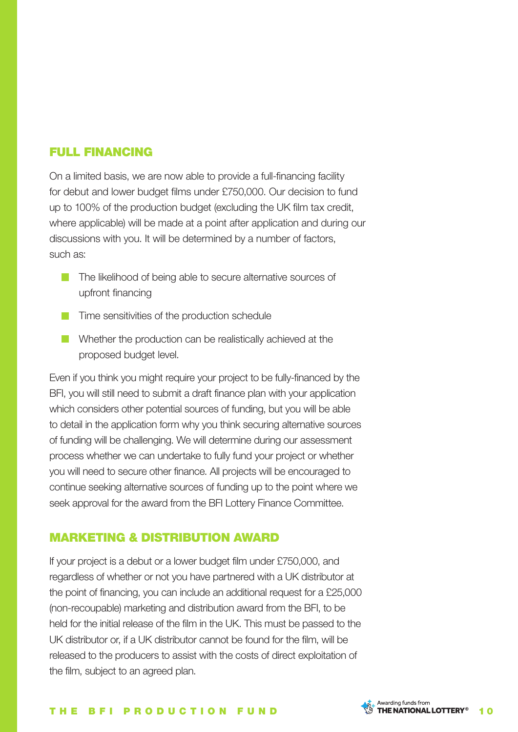## FULL FINANCING

On a limited basis, we are now able to provide a full-financing facility for debut and lower budget films under £750,000. Our decision to fund up to 100% of the production budget (excluding the UK film tax credit, where applicable) will be made at a point after application and during our discussions with you. It will be determined by a number of factors, such as:

- The likelihood of being able to secure alternative sources of upfront financing
- Time sensitivities of the production schedule
- Whether the production can be realistically achieved at the proposed budget level.

Even if you think you might require your project to be fully-financed by the BFI, you will still need to submit a draft finance plan with your application which considers other potential sources of funding, but you will be able to detail in the application form why you think securing alternative sources of funding will be challenging. We will determine during our assessment process whether we can undertake to fully fund your project or whether you will need to secure other finance. All projects will be encouraged to continue seeking alternative sources of funding up to the point where we seek approval for the award from the BFI Lottery Finance Committee.

## MARKETING & DISTRIBUTION AWARD

If your project is a debut or a lower budget film under £750,000, and regardless of whether or not you have partnered with a UK distributor at the point of financing, you can include an additional request for a £25,000 (non-recoupable) marketing and distribution award from the BFI, to be held for the initial release of the film in the UK. This must be passed to the UK distributor or, if a UK distributor cannot be found for the film, will be released to the producers to assist with the costs of direct exploitation of the film, subject to an agreed plan.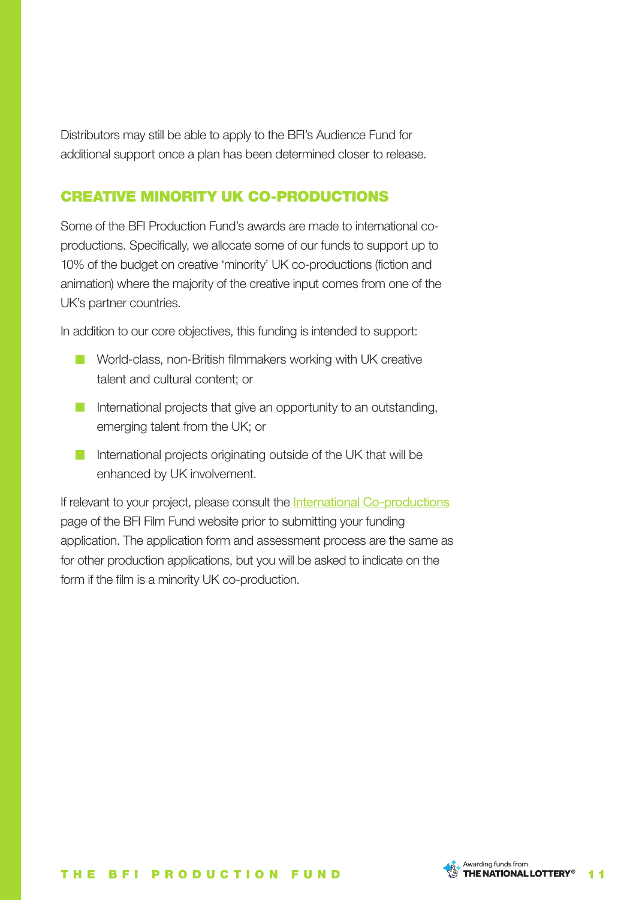Distributors may still be able to apply to the BFI's Audience Fund for additional support once a plan has been determined closer to release.

## CREATIVE MINORITY UK CO-PRODUCTIONS

Some of the BFI Production Fund's awards are made to international co-productions. Specifically, we allocate some of our funds to support up to 10% of the budget on creative 'minority' UK co-productions (fiction and animation) where the majority of the creative input comes from one of the UK's partner countries.

In addition to our core objectives, this funding is intended to support:

- World-class, non-British filmmakers working with UK creative talent and cultural content; or
- International projects that give an opportunity to an outstanding, emerging talent from the UK; or
- International projects originating outside of the UK that will be enhanced by UK involvement.

If relevant to your project, please consult the International Co-productions page of the BFI Film Fund website prior to submitting your funding application. The application form and assessment process are the same as for other production applications, but you will be asked to indicate on the form if the film is a minority UK co-production.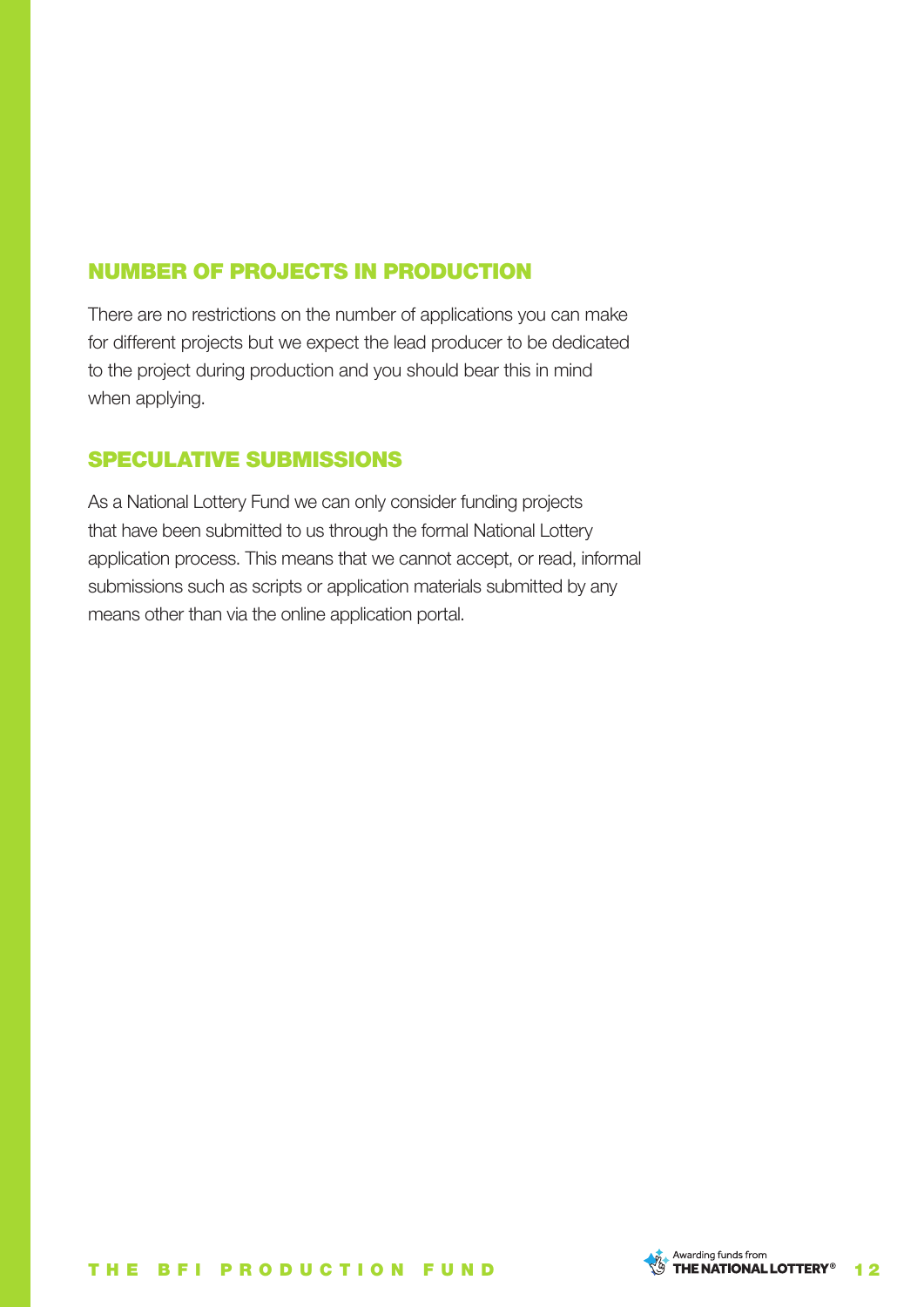## NUMBER OF PROJECTS IN PRODUCTION

There are no restrictions on the number of applications you can make for different projects but we expect the lead producer to be dedicated to the project during production and you should bear this in mind when applying.

## SPECULATIVE SUBMISSIONS

As a National Lottery Fund we can only consider funding projects that have been submitted to us through the formal National Lottery application process. This means that we cannot accept, or read, informal submissions such as scripts or application materials submitted by any means other than via the online application portal.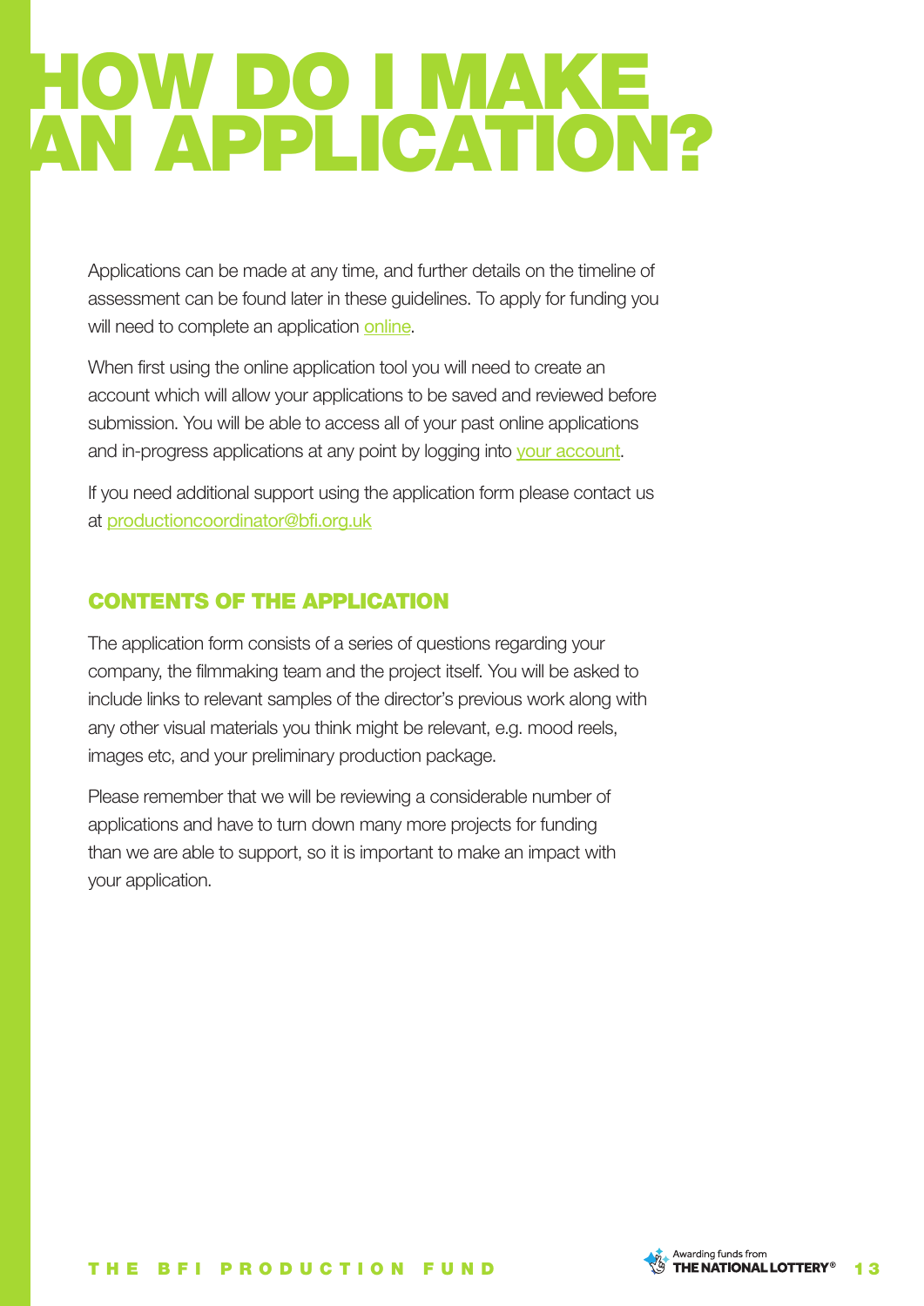# HOW DO I MAKE AN APPLICATION?

Applications can be made at any time, and further details on the timeline of assessment can be found later in these guidelines. To apply for funding you will need to complete an application online.

When first using the online application tool you will need to create an account which will allow your applications to be saved and reviewed before submission. You will be able to access all of your past online applications and in-progress applications at any point by logging into your account.

If you need additional support using the application form please contact us at productioncoordinator@bfi.org.uk

## CONTENTS OF THE APPLICATION

The application form consists of a series of questions regarding your company, the filmmaking team and the project itself. You will be asked to include links to relevant samples of the director's previous work along with any other visual materials you think might be relevant, e.g. mood reels, images etc, and your preliminary production package.

Please remember that we will be reviewing a considerable number of applications and have to turn down many more projects for funding than we are able to support, so it is important to make an impact with your application.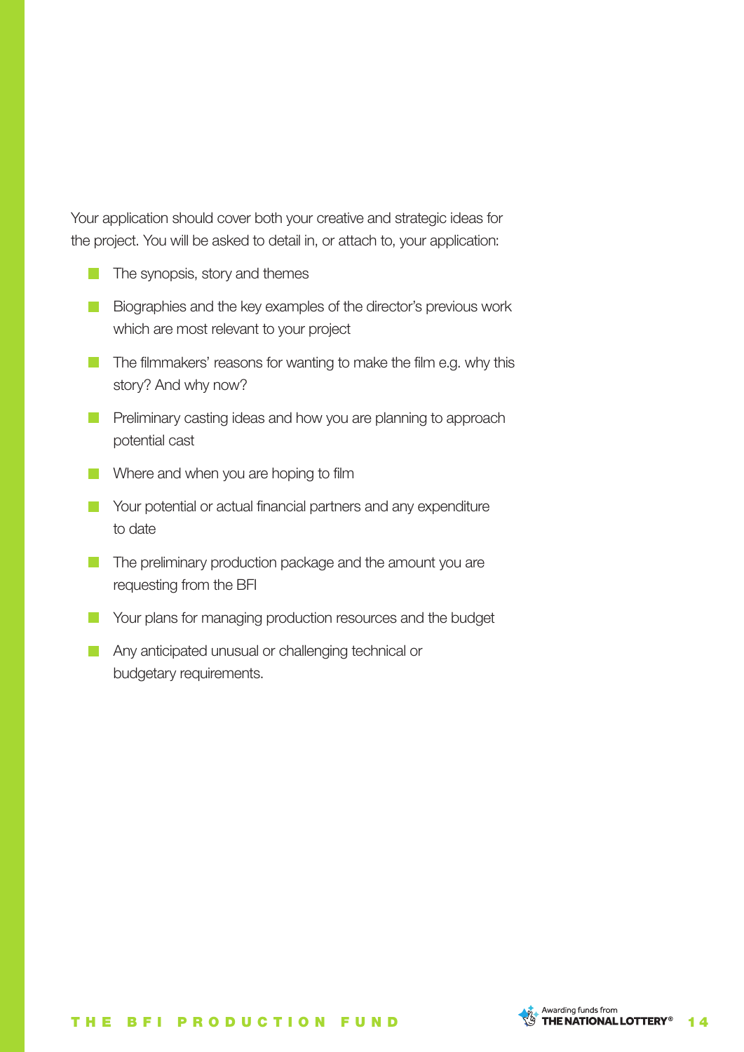Your application should cover both your creative and strategic ideas for the project. You will be asked to detail in, or attach to, your application:

- The synopsis, story and themes
- Biographies and the key examples of the director's previous work which are most relevant to your project
- The filmmakers' reasons for wanting to make the film e.g. why this story? And why now?
- Preliminary casting ideas and how you are planning to approach potential cast
- Where and when you are hoping to film
- Your potential or actual financial partners and any expenditure to date
- The preliminary production package and the amount you are requesting from the BFI
- Your plans for managing production resources and the budget
- Any anticipated unusual or challenging technical or budgetary requirements.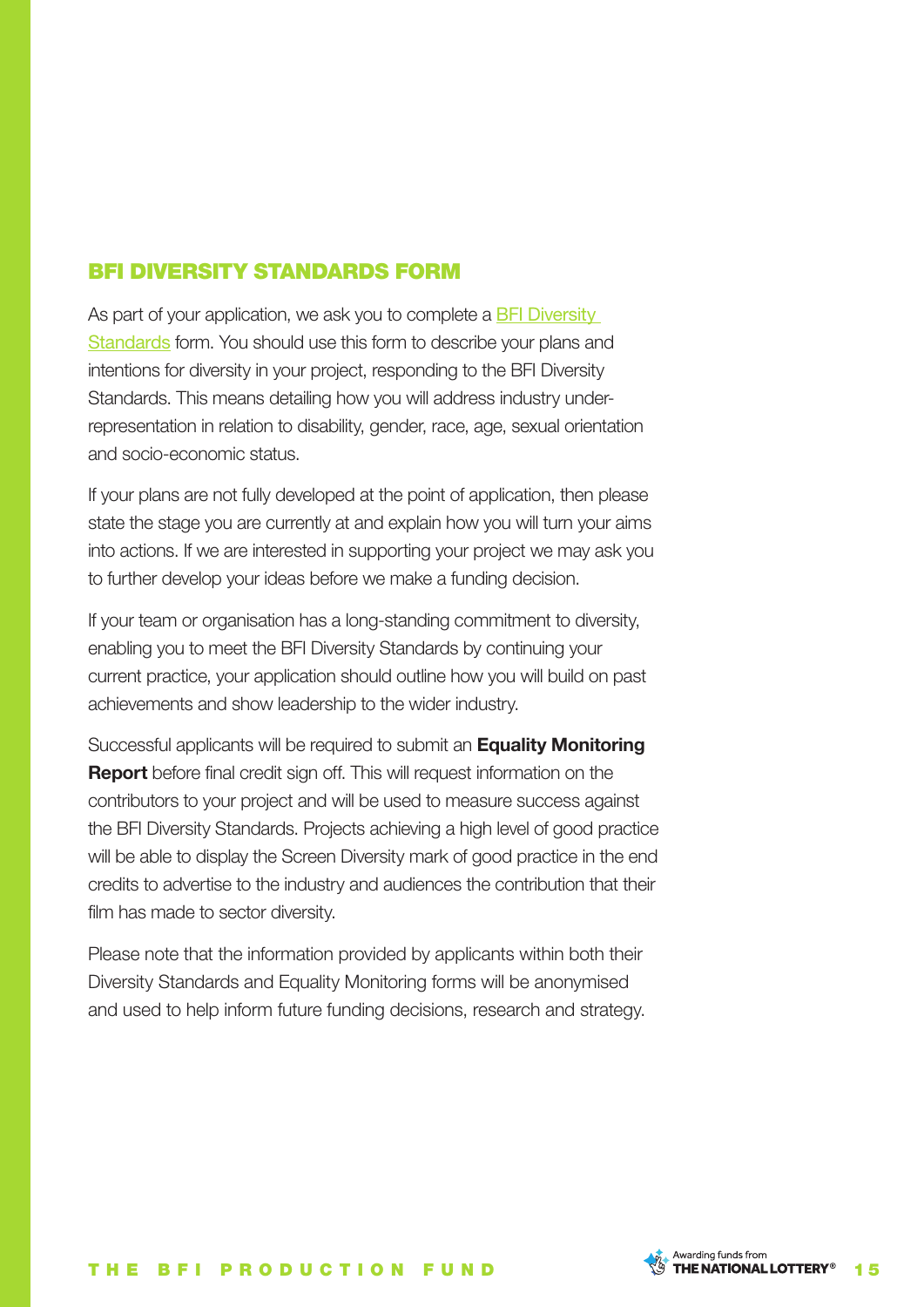## BFI DIVERSITY STANDARDS FORM

As part of your application, we ask you to complete a BFI Diversity Standards form. You should use this form to describe your plans and intentions for diversity in your project, responding to the BFI Diversity Standards. This means detailing how you will address industry under-representation in relation to disability, gender, race, age, sexual orientation and socio-economic status.

If your plans are not fully developed at the point of application, then please state the stage you are currently at and explain how you will turn your aims into actions. If we are interested in supporting your project we may ask you to further develop your ideas before we make a funding decision.

If your team or organisation has a long-standing commitment to diversity, enabling you to meet the BFI Diversity Standards by continuing your current practice, your application should outline how you will build on past achievements and show leadership to the wider industry.

Successful applicants will be required to submit an **Equality Monitoring Report** before final credit sign off. This will request information on the contributors to your project and will be used to measure success against the BFI Diversity Standards. Projects achieving a high level of good practice will be able to display the Screen Diversity mark of good practice in the end credits to advertise to the industry and audiences the contribution that their film has made to sector diversity.

Please note that the information provided by applicants within both their Diversity Standards and Equality Monitoring forms will be anonymised and used to help inform future funding decisions, research and strategy.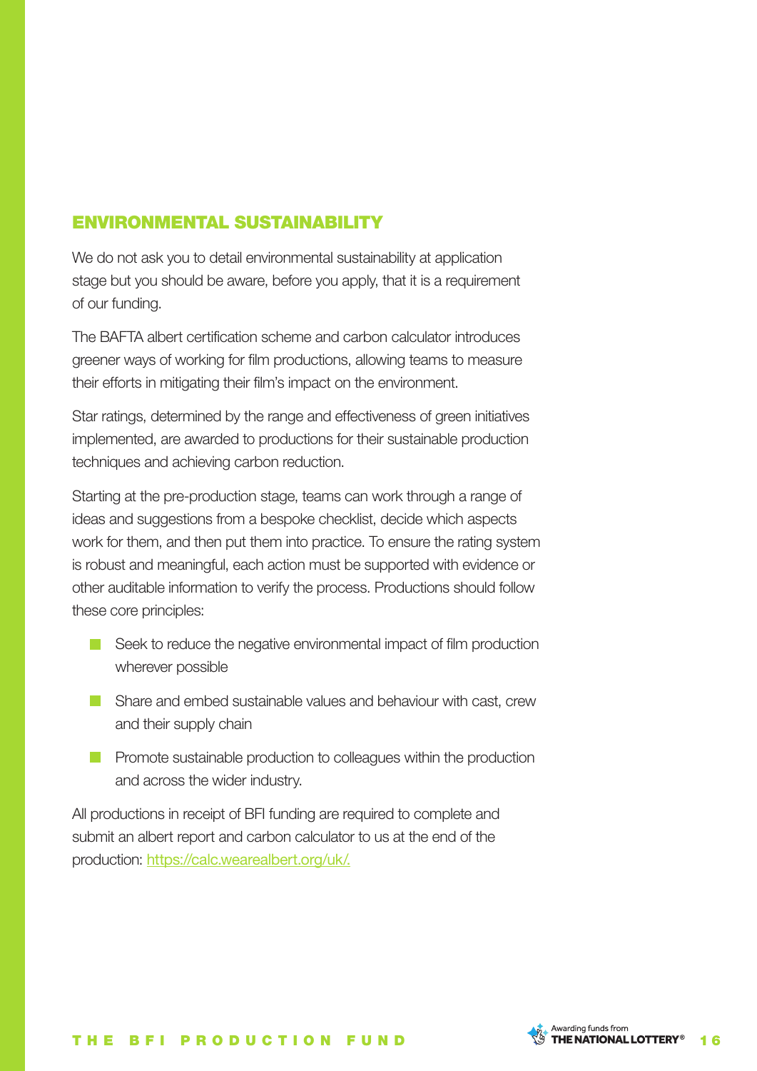## ENVIRONMENTAL SUSTAINABILITY

We do not ask you to detail environmental sustainability at application stage but you should be aware, before you apply, that it is a requirement of our funding.

The BAFTA albert certification scheme and carbon calculator introduces greener ways of working for film productions, allowing teams to measure their efforts in mitigating their film's impact on the environment.

Star ratings, determined by the range and effectiveness of green initiatives implemented, are awarded to productions for their sustainable production techniques and achieving carbon reduction.

Starting at the pre-production stage, teams can work through a range of ideas and suggestions from a bespoke checklist, decide which aspects work for them, and then put them into practice. To ensure the rating system is robust and meaningful, each action must be supported with evidence or other auditable information to verify the process. Productions should follow these core principles:

- Seek to reduce the negative environmental impact of film production wherever possible
- Share and embed sustainable values and behaviour with cast, crew and their supply chain
- Promote sustainable production to colleagues within the production and across the wider industry.

All productions in receipt of BFI funding are required to complete and submit an albert report and carbon calculator to us at the end of the production: [https://calc.wearealbert.org/uk/.](https://calc.wearealbert.org/uk/)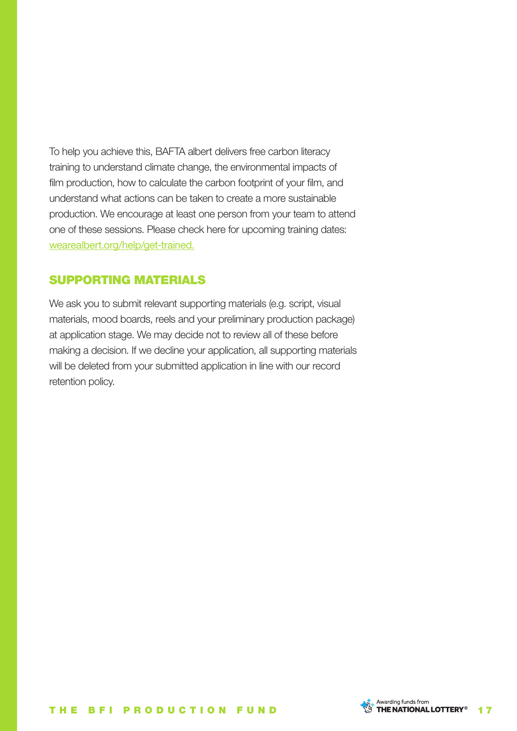To help you achieve this, BAFTA albert delivers free carbon literacy training to understand climate change, the environmental impacts of film production, how to calculate the carbon footprint of your film, and understand what actions can be taken to create a more sustainable production. We encourage at least one person from your team to attend one of these sessions. Please check here for upcoming training dates: [wearealbert.org/help/get-trained.](https://wearealbert.org/help/get-trained)

## SUPPORTING MATERIALS

We ask you to submit relevant supporting materials (e.g. script, visual materials, mood boards, reels and your preliminary production package) at application stage. We may decide not to review all of these before making a decision. If we decline your application, all supporting materials will be deleted from your submitted application in line with our record retention policy.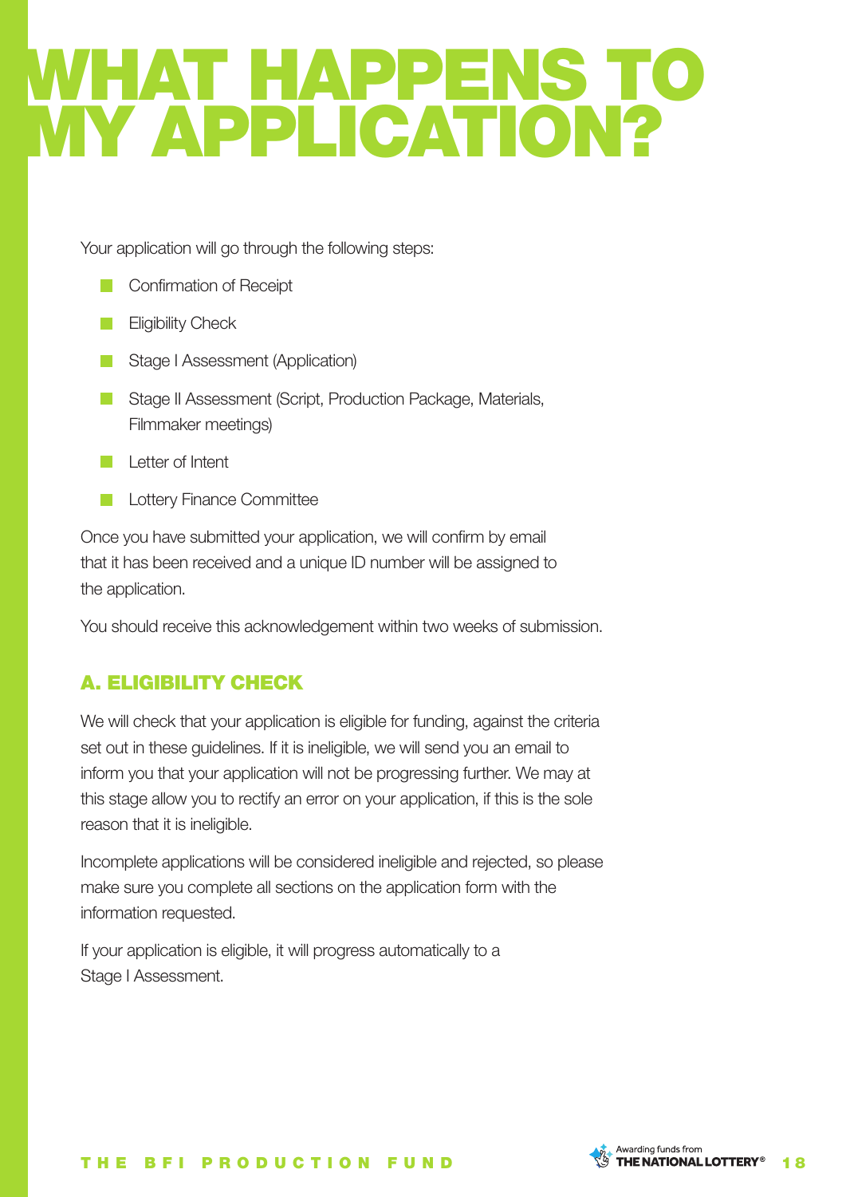# WHAT HAPPENS TO MY APPLICATION?

Your application will go through the following steps:

- Confirmation of Receipt
- Eligibility Check
- Stage I Assessment (Application)
- Stage II Assessment (Script, Production Package, Materials, Filmmaker meetings)
- Letter of Intent
- Lottery Finance Committee

Once you have submitted your application, we will confirm by email that it has been received and a unique ID number will be assigned to the application.

You should receive this acknowledgement within two weeks of submission.

## A. ELIGIBILITY CHECK

We will check that your application is eligible for funding, against the criteria set out in these guidelines. If it is ineligible, we will send you an email to inform you that your application will not be progressing further. We may at this stage allow you to rectify an error on your application, if this is the sole reason that it is ineligible.

Incomplete applications will be considered ineligible and rejected, so please make sure you complete all sections on the application form with the information requested.

If your application is eligible, it will progress automatically to a Stage I Assessment.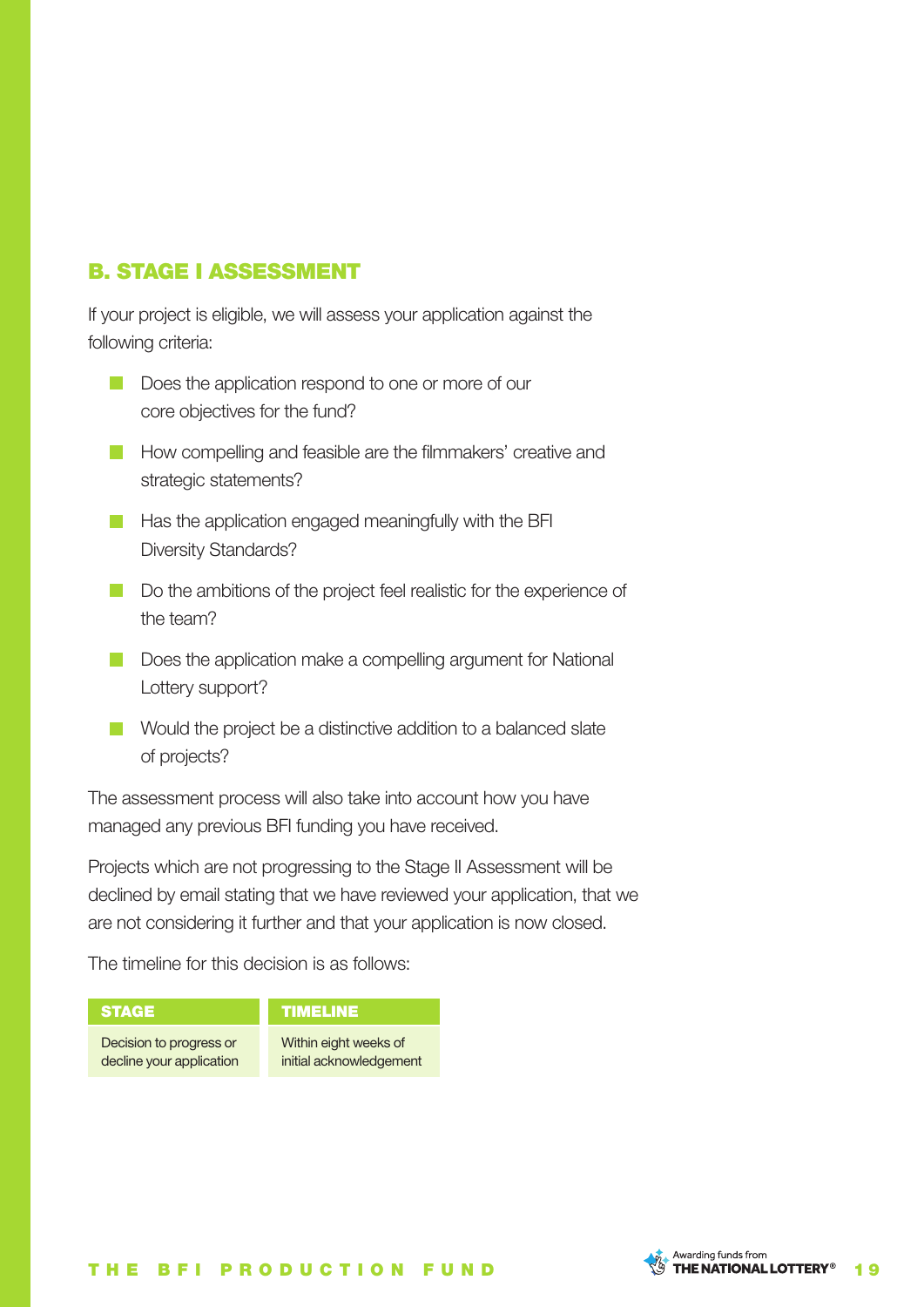## B. STAGE I ASSESSMENT

If your project is eligible, we will assess your application against the following criteria:

- Does the application respond to one or more of our core objectives for the fund?
- How compelling and feasible are the filmmakers' creative and strategic statements?
- Has the application engaged meaningfully with the BFI Diversity Standards?
- Do the ambitions of the project feel realistic for the experience of the team?
- Does the application make a compelling argument for National Lottery support?
- Would the project be a distinctive addition to a balanced slate of projects?

The assessment process will also take into account how you have managed any previous BFI funding you have received.

Projects which are not progressing to the Stage II Assessment will be declined by email stating that we have reviewed your application, that we are not considering it further and that your application is now closed.

The timeline for this decision is as follows:

| STAGE | TIMELINE |
| --- | --- |
| Decision to progress or decline your application | Within eight weeks of initial acknowledgement |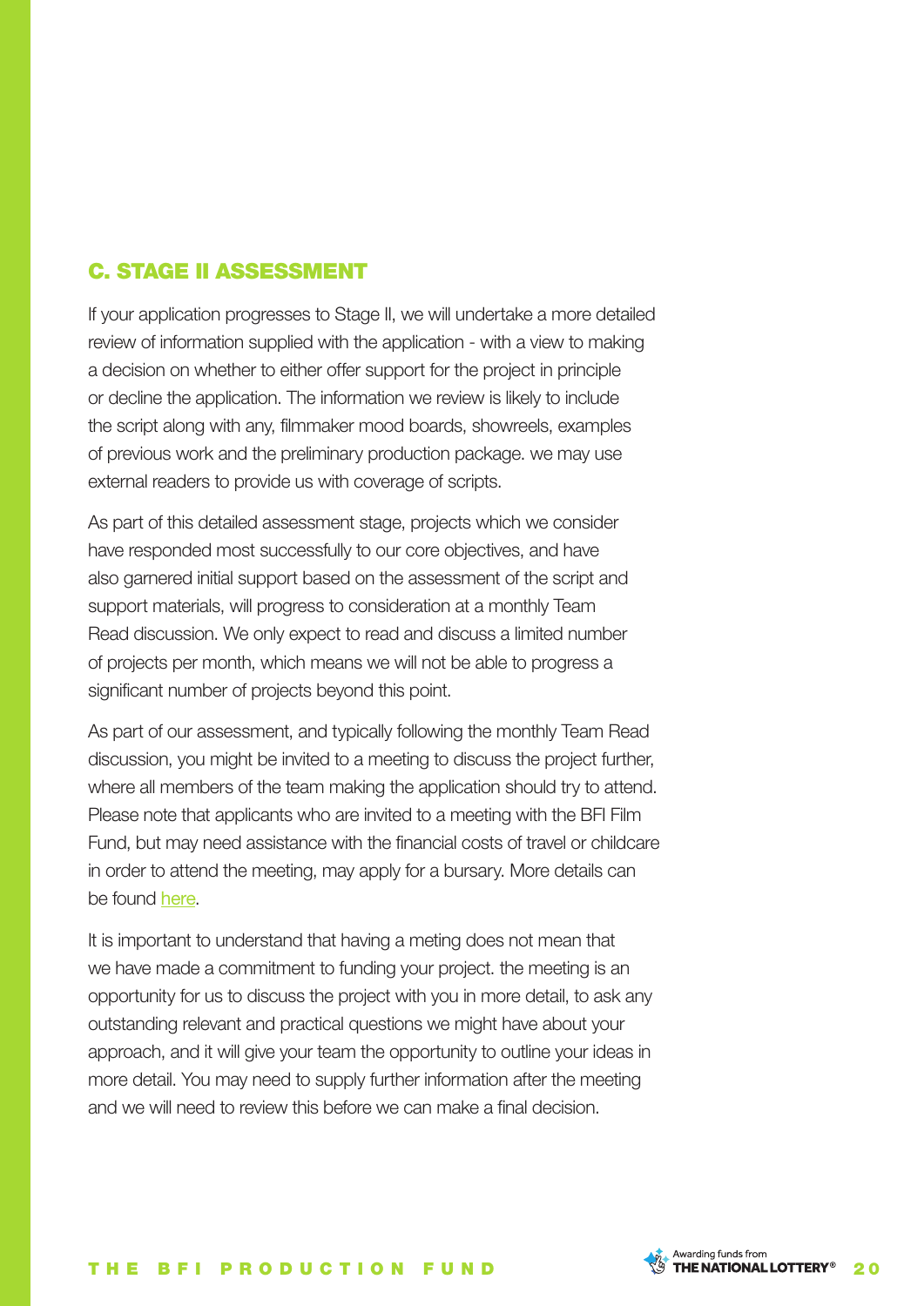## C. STAGE II ASSESSMENT

If your application progresses to Stage II, we will undertake a more detailed review of information supplied with the application - with a view to making a decision on whether to either offer support for the project in principle or decline the application. The information we review is likely to include the script along with any, filmmaker mood boards, showreels, examples of previous work and the preliminary production package. we may use external readers to provide us with coverage of scripts.

As part of this detailed assessment stage, projects which we consider have responded most successfully to our core objectives, and have also garnered initial support based on the assessment of the script and support materials, will progress to consideration at a monthly Team Read discussion. We only expect to read and discuss a limited number of projects per month, which means we will not be able to progress a significant number of projects beyond this point.

As part of our assessment, and typically following the monthly Team Read discussion, you might be invited to a meeting to discuss the project further, where all members of the team making the application should try to attend. Please note that applicants who are invited to a meeting with the BFI Film Fund, but may need assistance with the financial costs of travel or childcare in order to attend the meeting, may apply for a bursary. More details can be found here.

It is important to understand that having a meting does not mean that we have made a commitment to funding your project. the meeting is an opportunity for us to discuss the project with you in more detail, to ask any outstanding relevant and practical questions we might have about your approach, and it will give your team the opportunity to outline your ideas in more detail. You may need to supply further information after the meeting and we will need to review this before we can make a final decision.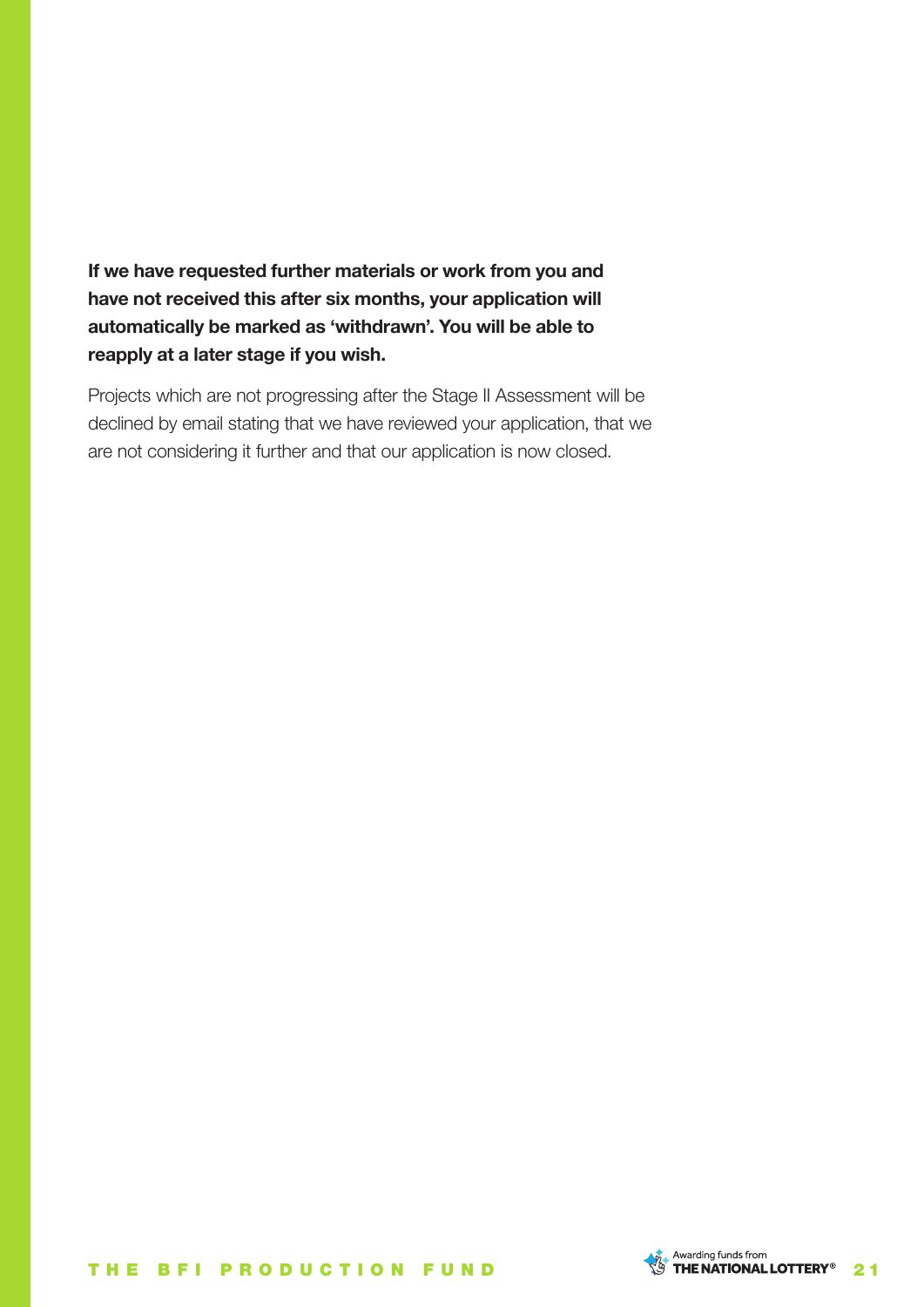**If we have requested further materials or work from you and have not received this after six months, your application will automatically be marked as 'withdrawn'. You will be able to reapply at a later stage if you wish.**

Projects which are not progressing after the Stage II Assessment will be declined by email stating that we have reviewed your application, that we are not considering it further and that our application is now closed.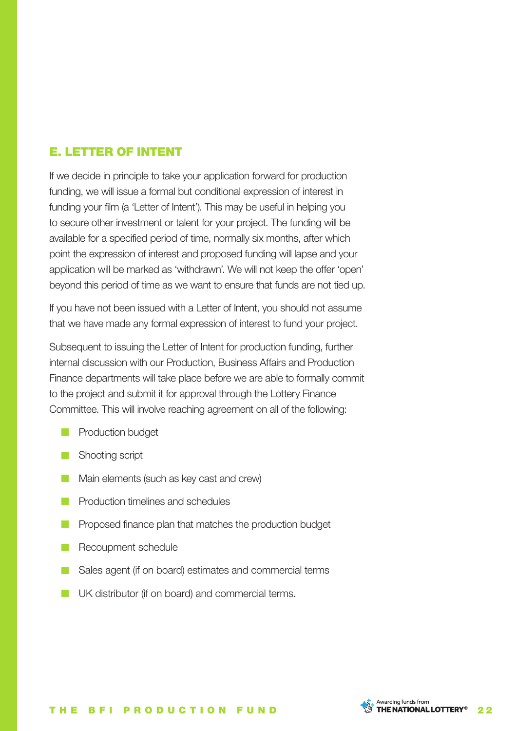## E. LETTER OF INTENT

If we decide in principle to take your application forward for production funding, we will issue a formal but conditional expression of interest in funding your film (a 'Letter of Intent'). This may be useful in helping you to secure other investment or talent for your project. The funding will be available for a specified period of time, normally six months, after which point the expression of interest and proposed funding will lapse and your application will be marked as 'withdrawn'. We will not keep the offer 'open' beyond this period of time as we want to ensure that funds are not tied up.

If you have not been issued with a Letter of Intent, you should not assume that we have made any formal expression of interest to fund your project.

Subsequent to issuing the Letter of Intent for production funding, further internal discussion with our Production, Business Affairs and Production Finance departments will take place before we are able to formally commit to the project and submit it for approval through the Lottery Finance Committee. This will involve reaching agreement on all of the following:

- Production budget
- Shooting script
- Main elements (such as key cast and crew)
- Production timelines and schedules
- Proposed finance plan that matches the production budget
- Recoupment schedule
- Sales agent (if on board) estimates and commercial terms
- UK distributor (if on board) and commercial terms.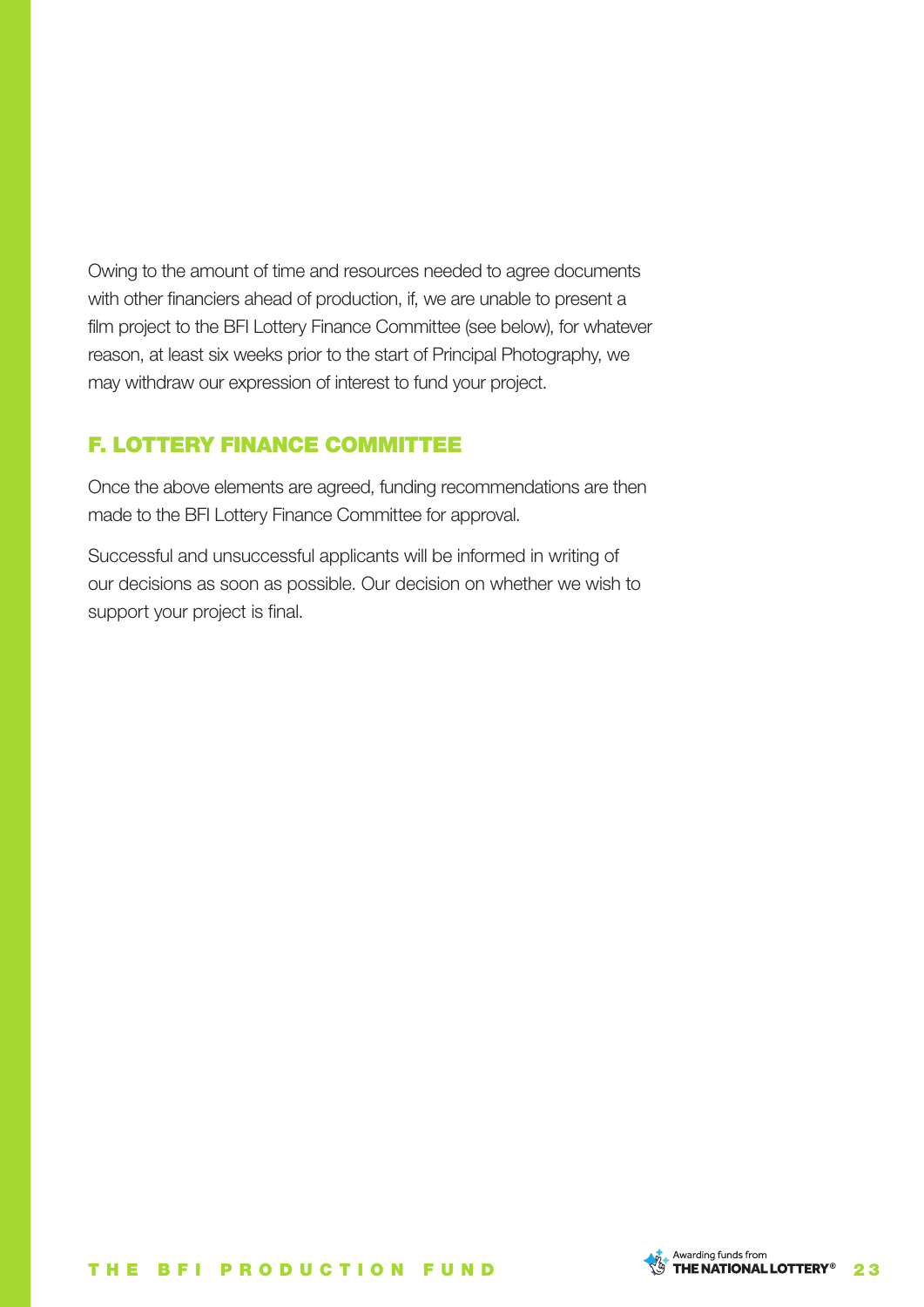Owing to the amount of time and resources needed to agree documents with other financiers ahead of production, if, we are unable to present a film project to the BFI Lottery Finance Committee (see below), for whatever reason, at least six weeks prior to the start of Principal Photography, we may withdraw our expression of interest to fund your project.

## F. LOTTERY FINANCE COMMITTEE

Once the above elements are agreed, funding recommendations are then made to the BFI Lottery Finance Committee for approval.

Successful and unsuccessful applicants will be informed in writing of our decisions as soon as possible. Our decision on whether we wish to support your project is final.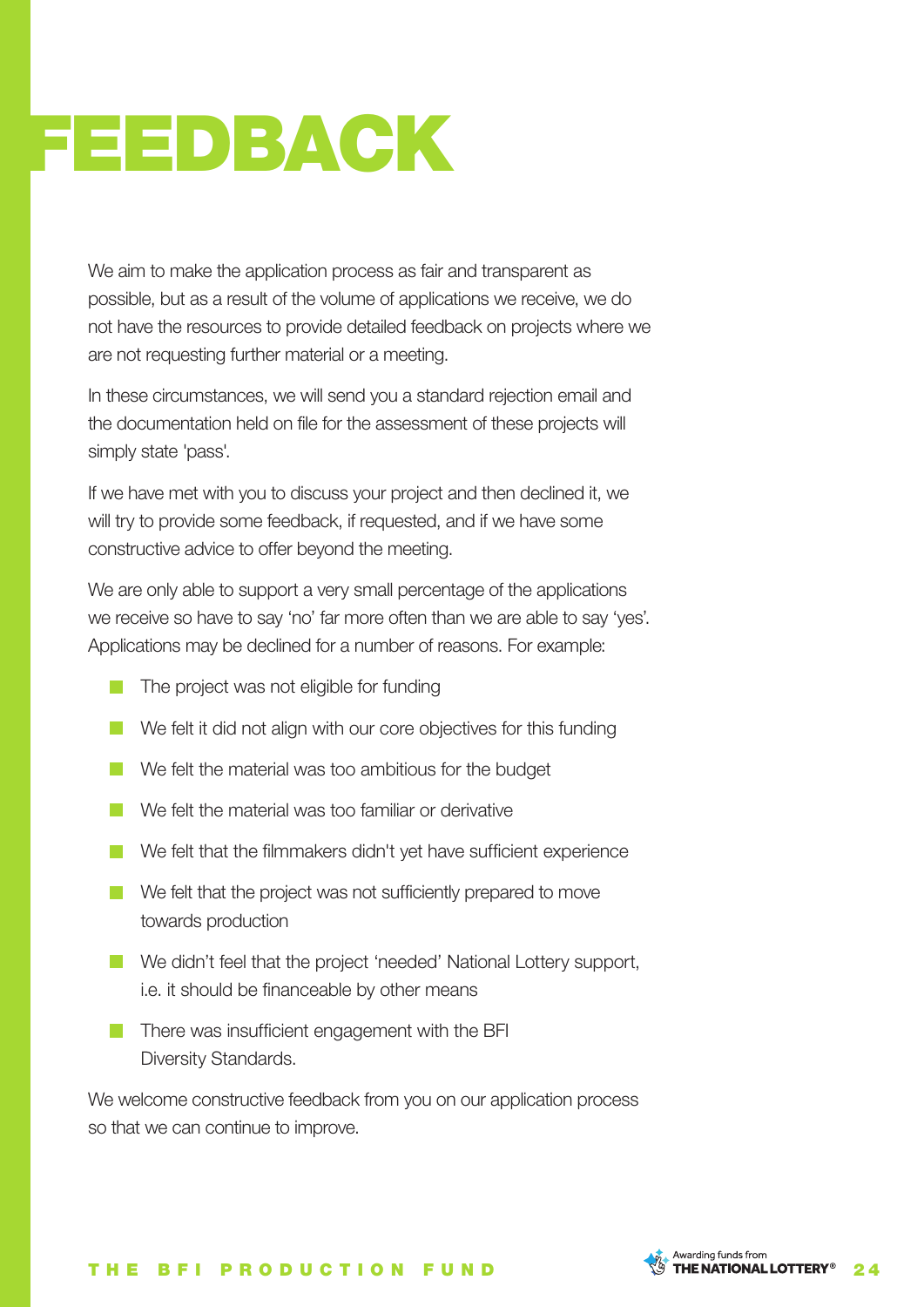# FEEDBACK

We aim to make the application process as fair and transparent as possible, but as a result of the volume of applications we receive, we do not have the resources to provide detailed feedback on projects where we are not requesting further material or a meeting.

In these circumstances, we will send you a standard rejection email and the documentation held on file for the assessment of these projects will simply state 'pass'.

If we have met with you to discuss your project and then declined it, we will try to provide some feedback, if requested, and if we have some constructive advice to offer beyond the meeting.

We are only able to support a very small percentage of the applications we receive so have to say 'no' far more often than we are able to say 'yes'. Applications may be declined for a number of reasons. For example:

- The project was not eligible for funding
- We felt it did not align with our core objectives for this funding
- We felt the material was too ambitious for the budget
- We felt the material was too familiar or derivative
- We felt that the filmmakers didn't yet have sufficient experience
- We felt that the project was not sufficiently prepared to move towards production
- We didn't feel that the project 'needed' National Lottery support, i.e. it should be financeable by other means
- There was insufficient engagement with the BFI Diversity Standards.

We welcome constructive feedback from you on our application process so that we can continue to improve.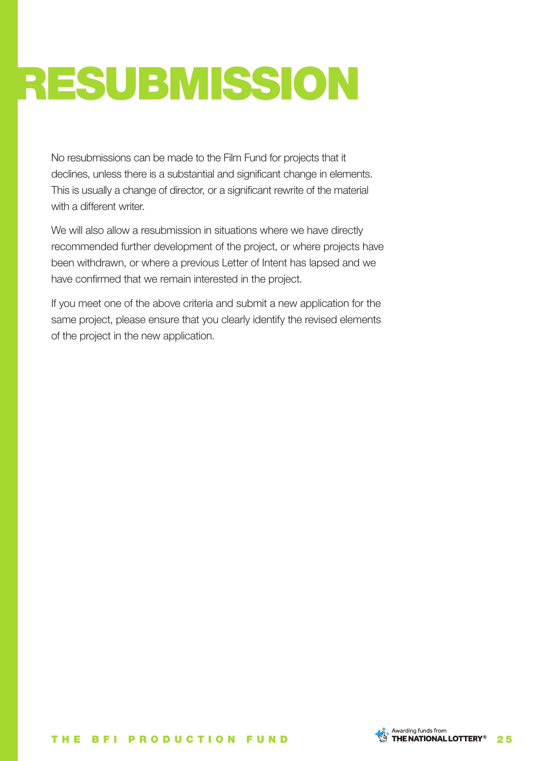# RESUBMISSION

No resubmissions can be made to the Film Fund for projects that it declines, unless there is a substantial and significant change in elements. This is usually a change of director, or a significant rewrite of the material with a different writer.

We will also allow a resubmission in situations where we have directly recommended further development of the project, or where projects have been withdrawn, or where a previous Letter of Intent has lapsed and we have confirmed that we remain interested in the project.

If you meet one of the above criteria and submit a new application for the same project, please ensure that you clearly identify the revised elements of the project in the new application.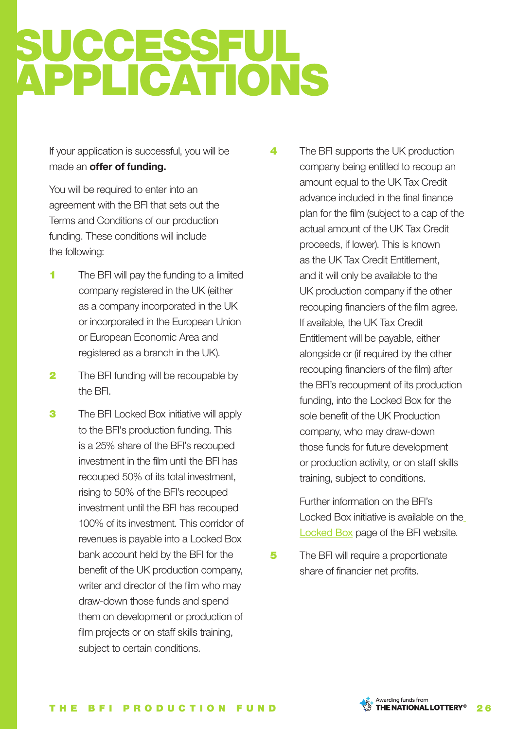# SUCCESSFUL APPLICATIONS

If your application is successful, you will be made an **offer of funding.**

You will be required to enter into an agreement with the BFI that sets out the Terms and Conditions of our production funding. These conditions will include the following:

1. The BFI will pay the funding to a limited company registered in the UK (either as a company incorporated in the UK or incorporated in the European Union or European Economic Area and registered as a branch in the UK).

2. The BFI funding will be recoupable by the BFI.

3. The BFI Locked Box initiative will apply to the BFI's production funding. This is a 25% share of the BFI's recouped investment in the film until the BFI has recouped 50% of its total investment, rising to 50% of the BFI's recouped investment until the BFI has recouped 100% of its investment. This corridor of revenues is payable into a Locked Box bank account held by the BFI for the benefit of the UK production company, writer and director of the film who may draw-down those funds and spend them on development or production of film projects or on staff skills training, subject to certain conditions.

4. The BFI supports the UK production company being entitled to recoup an amount equal to the UK Tax Credit advance included in the final finance plan for the film (subject to a cap of the actual amount of the UK Tax Credit proceeds, if lower). This is known as the UK Tax Credit Entitlement, and it will only be available to the UK production company if the other recouping financiers of the film agree. If available, the UK Tax Credit Entitlement will be payable, either alongside or (if required by the other recouping financiers of the film) after the BFI's recoupment of its production funding, into the Locked Box for the sole benefit of the UK Production company, who may draw-down those funds for future development or production activity, or on staff skills training, subject to conditions.

   Further information on the BFI's Locked Box initiative is available on the Locked Box page of the BFI website.

5. The BFI will require a proportionate share of financier net profits.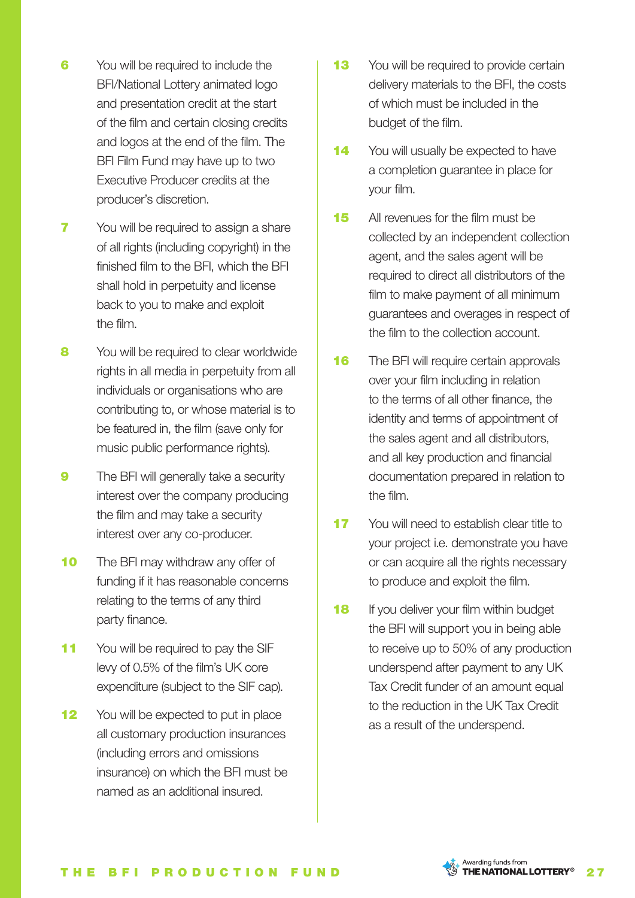6. You will be required to include the BFI/National Lottery animated logo and presentation credit at the start of the film and certain closing credits and logos at the end of the film. The BFI Film Fund may have up to two Executive Producer credits at the producer's discretion.
7. You will be required to assign a share of all rights (including copyright) in the finished film to the BFI, which the BFI shall hold in perpetuity and license back to you to make and exploit the film.
8. You will be required to clear worldwide rights in all media in perpetuity from all individuals or organisations who are contributing to, or whose material is to be featured in, the film (save only for music public performance rights).
9. The BFI will generally take a security interest over the company producing the film and may take a security interest over any co-producer.
10. The BFI may withdraw any offer of funding if it has reasonable concerns relating to the terms of any third party finance.
11. You will be required to pay the SIF levy of 0.5% of the film's UK core expenditure (subject to the SIF cap).
12. You will be expected to put in place all customary production insurances (including errors and omissions insurance) on which the BFI must be named as an additional insured.
13. You will be required to provide certain delivery materials to the BFI, the costs of which must be included in the budget of the film.
14. You will usually be expected to have a completion guarantee in place for your film.
15. All revenues for the film must be collected by an independent collection agent, and the sales agent will be required to direct all distributors of the film to make payment of all minimum guarantees and overages in respect of the film to the collection account.
16. The BFI will require certain approvals over your film including in relation to the terms of all other finance, the identity and terms of appointment of the sales agent and all distributors, and all key production and financial documentation prepared in relation to the film.
17. You will need to establish clear title to your project i.e. demonstrate you have or can acquire all the rights necessary to produce and exploit the film.
18. If you deliver your film within budget the BFI will support you in being able to receive up to 50% of any production underspend after payment to any UK Tax Credit funder of an amount equal to the reduction in the UK Tax Credit as a result of the underspend.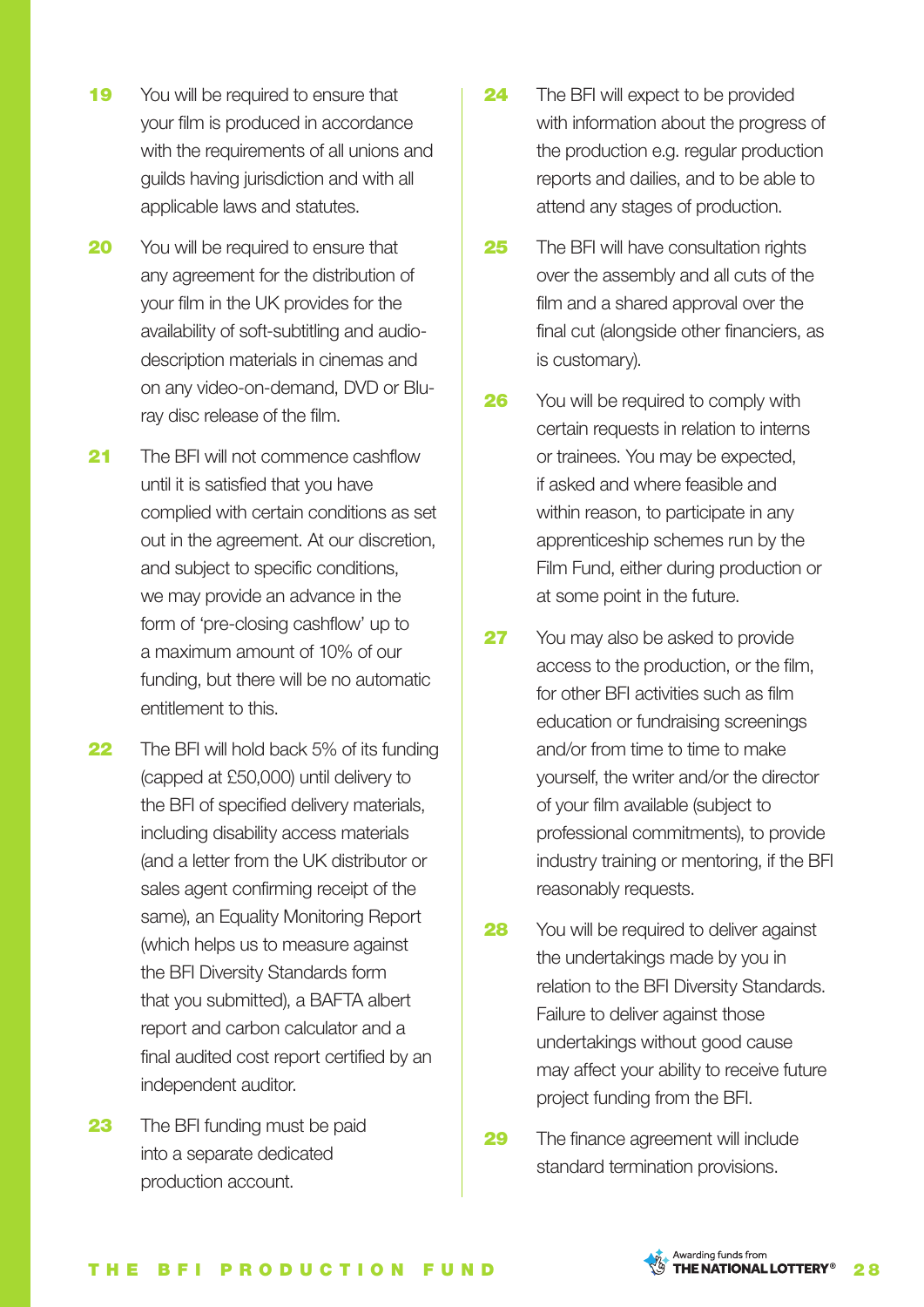**19** You will be required to ensure that your film is produced in accordance with the requirements of all unions and guilds having jurisdiction and with all applicable laws and statutes.

**20** You will be required to ensure that any agreement for the distribution of your film in the UK provides for the availability of soft-subtitling and audio-description materials in cinemas and on any video-on-demand, DVD or Blu-ray disc release of the film.

**21** The BFI will not commence cashflow until it is satisfied that you have complied with certain conditions as set out in the agreement. At our discretion, and subject to specific conditions, we may provide an advance in the form of 'pre-closing cashflow' up to a maximum amount of 10% of our funding, but there will be no automatic entitlement to this.

**22** The BFI will hold back 5% of its funding (capped at £50,000) until delivery to the BFI of specified delivery materials, including disability access materials (and a letter from the UK distributor or sales agent confirming receipt of the same), an Equality Monitoring Report (which helps us to measure against the BFI Diversity Standards form that you submitted), a BAFTA albert report and carbon calculator and a final audited cost report certified by an independent auditor.

**23** The BFI funding must be paid into a separate dedicated production account.

**24** The BFI will expect to be provided with information about the progress of the production e.g. regular production reports and dailies, and to be able to attend any stages of production.

**25** The BFI will have consultation rights over the assembly and all cuts of the film and a shared approval over the final cut (alongside other financiers, as is customary).

**26** You will be required to comply with certain requests in relation to interns or trainees. You may be expected, if asked and where feasible and within reason, to participate in any apprenticeship schemes run by the Film Fund, either during production or at some point in the future.

**27** You may also be asked to provide access to the production, or the film, for other BFI activities such as film education or fundraising screenings and/or from time to time to make yourself, the writer and/or the director of your film available (subject to professional commitments), to provide industry training or mentoring, if the BFI reasonably requests.

**28** You will be required to deliver against the undertakings made by you in relation to the BFI Diversity Standards. Failure to deliver against those undertakings without good cause may affect your ability to receive future project funding from the BFI.

**29** The finance agreement will include standard termination provisions.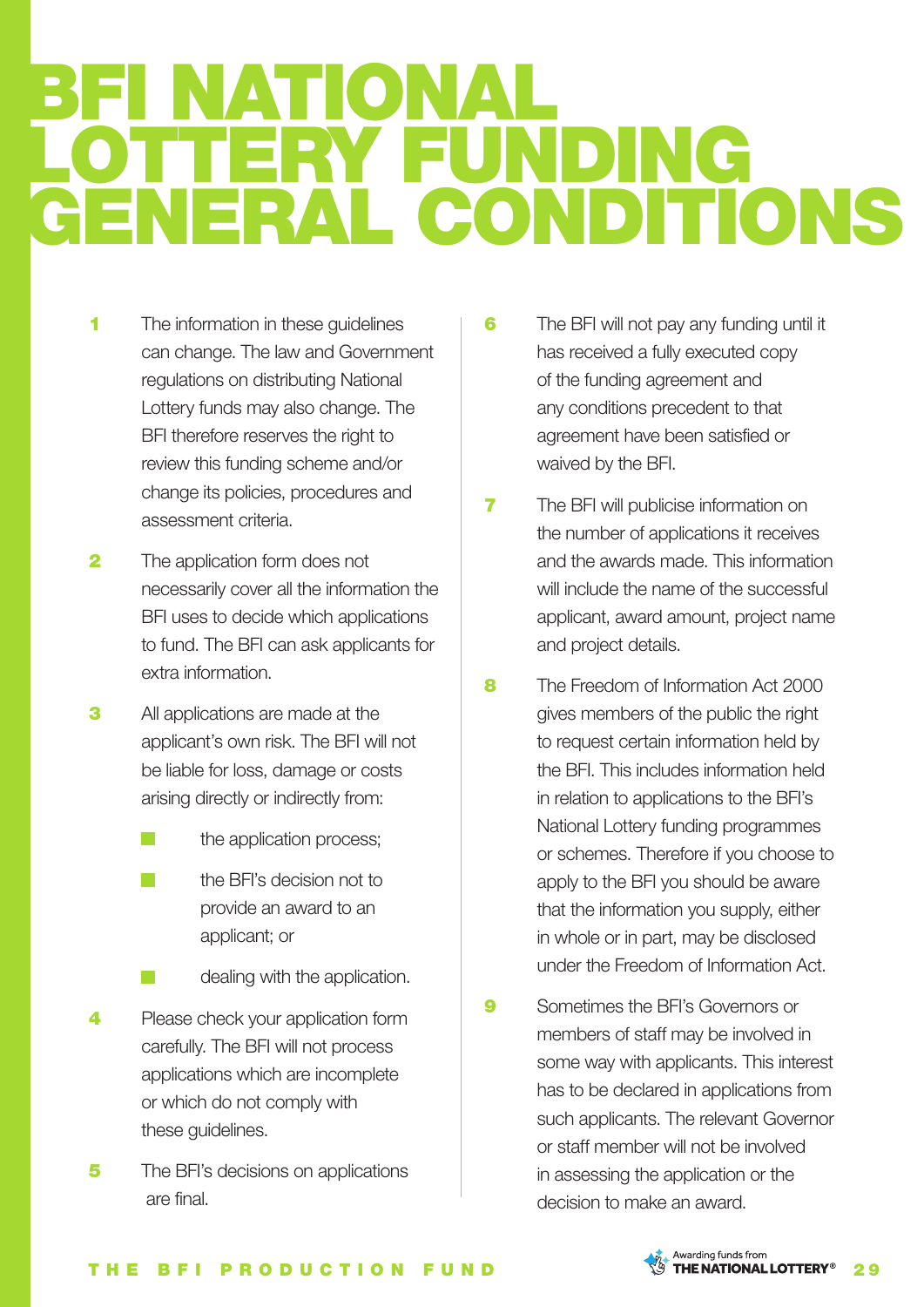# BFI NATIONAL LOTTERY FUNDING GENERAL CONDITIONS

1. The information in these guidelines can change. The law and Government regulations on distributing National Lottery funds may also change. The BFI therefore reserves the right to review this funding scheme and/or change its policies, procedures and assessment criteria.

2. The application form does not necessarily cover all the information the BFI uses to decide which applications to fund. The BFI can ask applicants for extra information.

3. All applications are made at the applicant's own risk. The BFI will not be liable for loss, damage or costs arising directly or indirectly from:
   - the application process;
   - the BFI's decision not to provide an award to an applicant; or
   - dealing with the application.

4. Please check your application form carefully. The BFI will not process applications which are incomplete or which do not comply with these guidelines.

5. The BFI's decisions on applications are final.

6. The BFI will not pay any funding until it has received a fully executed copy of the funding agreement and any conditions precedent to that agreement have been satisfied or waived by the BFI.

7. The BFI will publicise information on the number of applications it receives and the awards made. This information will include the name of the successful applicant, award amount, project name and project details.

8. The Freedom of Information Act 2000 gives members of the public the right to request certain information held by the BFI. This includes information held in relation to applications to the BFI's National Lottery funding programmes or schemes. Therefore if you choose to apply to the BFI you should be aware that the information you supply, either in whole or in part, may be disclosed under the Freedom of Information Act.

9. Sometimes the BFI's Governors or members of staff may be involved in some way with applicants. This interest has to be declared in applications from such applicants. The relevant Governor or staff member will not be involved in assessing the application or the decision to make an award.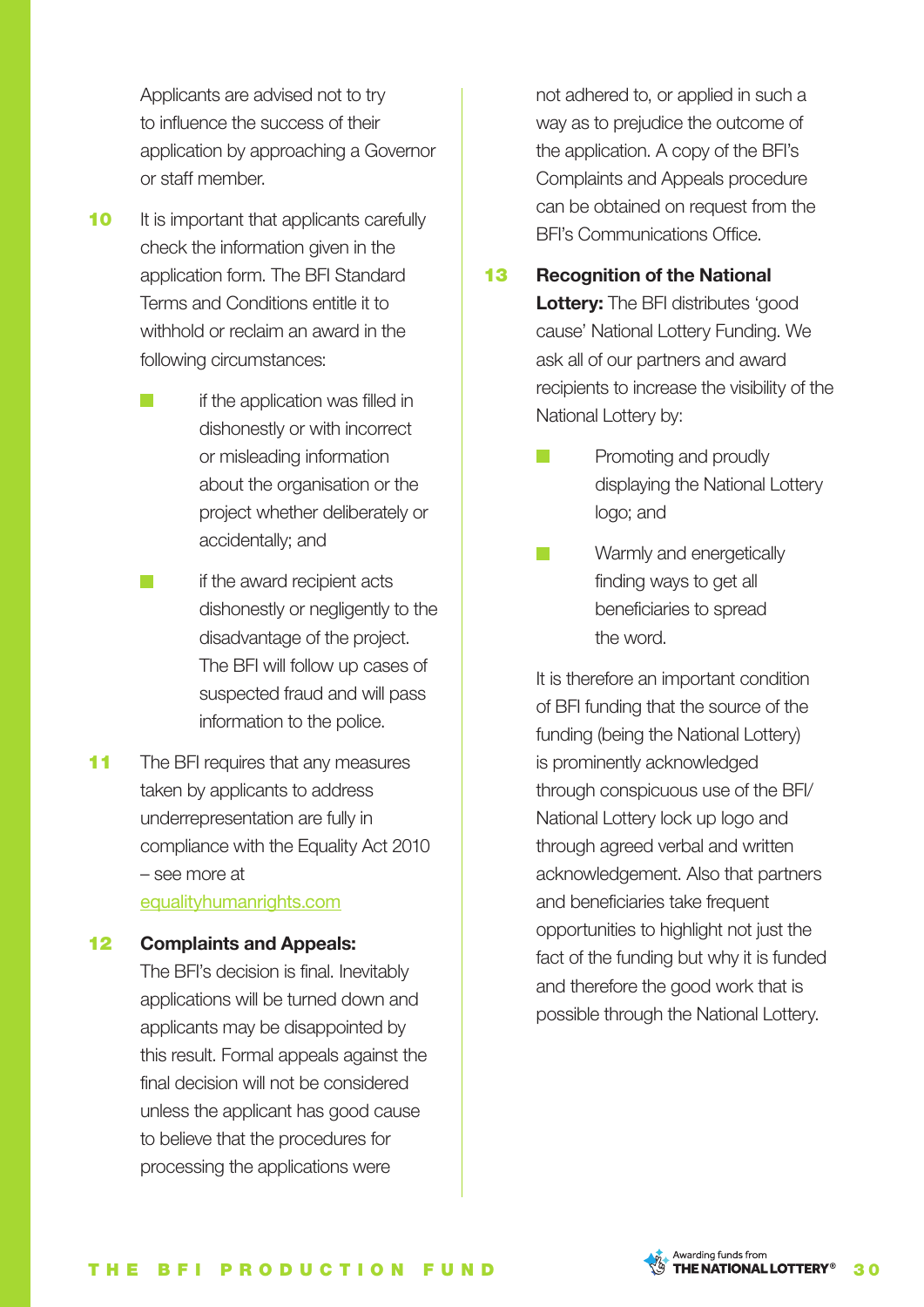Applicants are advised not to try to influence the success of their application by approaching a Governor or staff member.

**10** It is important that applicants carefully check the information given in the application form. The BFI Standard Terms and Conditions entitle it to withhold or reclaim an award in the following circumstances:

- if the application was filled in dishonestly or with incorrect or misleading information about the organisation or the project whether deliberately or accidentally; and
- if the award recipient acts dishonestly or negligently to the disadvantage of the project. The BFI will follow up cases of suspected fraud and will pass information to the police.

**11** The BFI requires that any measures taken by applicants to address underrepresentation are fully in compliance with the Equality Act 2010 – see more at equalityhumanrights.com

**12** **Complaints and Appeals:** The BFI's decision is final. Inevitably applications will be turned down and applicants may be disappointed by this result. Formal appeals against the final decision will not be considered unless the applicant has good cause to believe that the procedures for processing the applications were not adhered to, or applied in such a way as to prejudice the outcome of the application. A copy of the BFI's Complaints and Appeals procedure can be obtained on request from the BFI's Communications Office.

**13** **Recognition of the National Lottery:** The BFI distributes 'good cause' National Lottery Funding. We ask all of our partners and award recipients to increase the visibility of the National Lottery by:

- Promoting and proudly displaying the National Lottery logo; and
- Warmly and energetically finding ways to get all beneficiaries to spread the word.

It is therefore an important condition of BFI funding that the source of the funding (being the National Lottery) is prominently acknowledged through conspicuous use of the BFI/ National Lottery lock up logo and through agreed verbal and written acknowledgement. Also that partners and beneficiaries take frequent opportunities to highlight not just the fact of the funding but why it is funded and therefore the good work that is possible through the National Lottery.